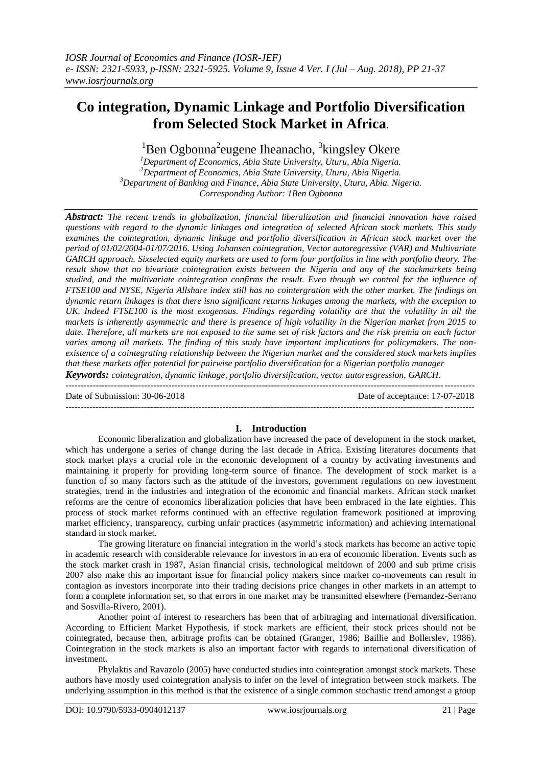# Co integration, Dynamic Linkage and Portfolio Diversification from Selected Stock Market in Africa.

[1]Ben Ogbonna[2]eugene Iheanacho, [3]kingsley Okere

[1]*Department of Economics, Abia State University, Uturu, Abia Nigeria.*
[2]*Department of Economics, Abia State University, Uturu, Abia Nigeria.*
[3]*Department of Banking and Finance, Abia State University, Uturu, Abia. Nigeria.*
*Corresponding Author: 1Ben Ogbonna*

***Abstract:*** *The recent trends in globalization, financial liberalization and financial innovation have raised questions with regard to the dynamic linkages and integration of selected African stock markets. This study examines the cointegration, dynamic linkage and portfolio diversification in African stock market over the period of 01/02/2004-01/07/2016. Using Johansen cointegration, Vector autoregressive (VAR) and Multivariate GARCH approach. Sixselected equity markets are used to form four portfolios in line with portfolio theory. The result show that no bivariate cointegration exists between the Nigeria and any of the stockmarkets being studied, and the multivariate cointegration confirms the result. Even though we control for the influence of FTSE100 and NYSE, Nigeria Allshare index still has no cointergration with the other market. The findings on dynamic return linkages is that there isno significant returns linkages among the markets, with the exception to UK. Indeed FTSE100 is the most exogenous. Findings regarding volatility are that the volatility in all the markets is inherently asymmetric and there is presence of high volatility in the Nigerian market from 2015 to date. Therefore, all markets are not exposed to the same set of risk factors and the risk premia on each factor varies among all markets. The finding of this study have important implications for policymakers. The non-existence of a cointegrating relationship between the Nigerian market and the considered stock markets implies that these markets offer potential for pairwise portfolio diversification for a Nigerian portfolio manager*

***Keywords:*** *cointegration, dynamic linkage, portfolio diversification, vector autoresgression, GARCH.*

Date of Submission: 30-06-2018 Date of acceptance: 17-07-2018

## I. Introduction

Economic liberalization and globalization have increased the pace of development in the stock market, which has undergone a series of change during the last decade in Africa. Existing literatures documents that stock market plays a crucial role in the economic development of a country by activating investments and maintaining it properly for providing long-term source of finance. The development of stock market is a function of so many factors such as the attitude of the investors, government regulations on new investment strategies, trend in the industries and integration of the economic and financial markets. African stock market reforms are the centre of economics liberalization policies that have been embraced in the late eighties. This process of stock market reforms continued with an effective regulation framework positioned at improving market efficiency, transparency, curbing unfair practices (asymmetric information) and achieving international standard in stock market.

The growing literature on financial integration in the world's stock markets has become an active topic in academic research with considerable relevance for investors in an era of economic liberation. Events such as the stock market crash in 1987, Asian financial crisis, technological meltdown of 2000 and sub prime crisis 2007 also make this an important issue for financial policy makers since market co-movements can result in contagion as investors incorporate into their trading decisions price changes in other markets in an attempt to form a complete information set, so that errors in one market may be transmitted elsewhere (Fernandez-Serrano and Sosvilla-Rivero, 2001).

Another point of interest to researchers has been that of arbitraging and international diversification. According to Efficient Market Hypothesis, if stock markets are efficient, their stock prices should not be cointegrated, because then, arbitrage profits can be obtained (Granger, 1986; Baillie and Bollerslev, 1986). Cointegration in the stock markets is also an important factor with regards to international diversification of investment.

Phylaktis and Ravazolo (2005) have conducted studies into cointegration amongst stock markets. These authors have mostly used cointegration analysis to infer on the level of integration between stock markets. The underlying assumption in this method is that the existence of a single common stochastic trend amongst a group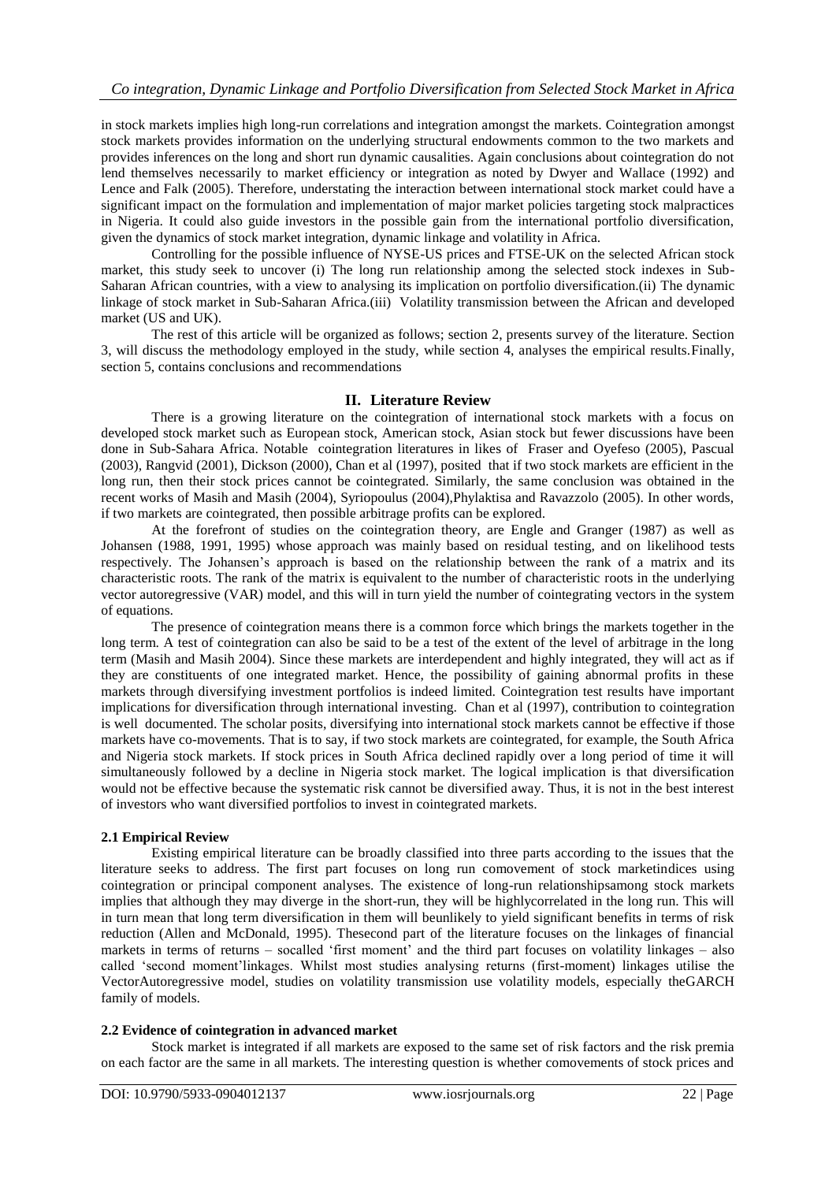in stock markets implies high long-run correlations and integration amongst the markets. Cointegration amongst stock markets provides information on the underlying structural endowments common to the two markets and provides inferences on the long and short run dynamic causalities. Again conclusions about cointegration do not lend themselves necessarily to market efficiency or integration as noted by Dwyer and Wallace (1992) and Lence and Falk (2005). Therefore, understating the interaction between international stock market could have a significant impact on the formulation and implementation of major market policies targeting stock malpractices in Nigeria. It could also guide investors in the possible gain from the international portfolio diversification, given the dynamics of stock market integration, dynamic linkage and volatility in Africa.

Controlling for the possible influence of NYSE-US prices and FTSE-UK on the selected African stock market, this study seek to uncover (i) The long run relationship among the selected stock indexes in Sub-Saharan African countries, with a view to analysing its implication on portfolio diversification.(ii) The dynamic linkage of stock market in Sub-Saharan Africa.(iii) Volatility transmission between the African and developed market (US and UK).

The rest of this article will be organized as follows; section 2, presents survey of the literature. Section 3, will discuss the methodology employed in the study, while section 4, analyses the empirical results.Finally, section 5, contains conclusions and recommendations

## II. Literature Review

There is a growing literature on the cointegration of international stock markets with a focus on developed stock market such as European stock, American stock, Asian stock but fewer discussions have been done in Sub-Sahara Africa. Notable cointegration literatures in likes of Fraser and Oyefeso (2005), Pascual (2003), Rangvid (2001), Dickson (2000), Chan et al (1997), posited that if two stock markets are efficient in the long run, then their stock prices cannot be cointegrated. Similarly, the same conclusion was obtained in the recent works of Masih and Masih (2004), Syriopoulus (2004),Phylaktisa and Ravazzolo (2005). In other words, if two markets are cointegrated, then possible arbitrage profits can be explored.

At the forefront of studies on the cointegration theory, are Engle and Granger (1987) as well as Johansen (1988, 1991, 1995) whose approach was mainly based on residual testing, and on likelihood tests respectively. The Johansen's approach is based on the relationship between the rank of a matrix and its characteristic roots. The rank of the matrix is equivalent to the number of characteristic roots in the underlying vector autoregressive (VAR) model, and this will in turn yield the number of cointegrating vectors in the system of equations.

The presence of cointegration means there is a common force which brings the markets together in the long term. A test of cointegration can also be said to be a test of the extent of the level of arbitrage in the long term (Masih and Masih 2004). Since these markets are interdependent and highly integrated, they will act as if they are constituents of one integrated market. Hence, the possibility of gaining abnormal profits in these markets through diversifying investment portfolios is indeed limited. Cointegration test results have important implications for diversification through international investing. Chan et al (1997), contribution to cointegration is well documented. The scholar posits, diversifying into international stock markets cannot be effective if those markets have co-movements. That is to say, if two stock markets are cointegrated, for example, the South Africa and Nigeria stock markets. If stock prices in South Africa declined rapidly over a long period of time it will simultaneously followed by a decline in Nigeria stock market. The logical implication is that diversification would not be effective because the systematic risk cannot be diversified away. Thus, it is not in the best interest of investors who want diversified portfolios to invest in cointegrated markets.

### 2.1 Empirical Review

Existing empirical literature can be broadly classified into three parts according to the issues that the literature seeks to address. The first part focuses on long run comovement of stock marketindices using cointegration or principal component analyses. The existence of long-run relationshipsamong stock markets implies that although they may diverge in the short-run, they will be highlycorrelated in the long run. This will in turn mean that long term diversification in them will beunlikely to yield significant benefits in terms of risk reduction (Allen and McDonald, 1995). Thesecond part of the literature focuses on the linkages of financial markets in terms of returns – socalled 'first moment' and the third part focuses on volatility linkages – also called 'second moment'linkages. Whilst most studies analysing returns (first-moment) linkages utilise the VectorAutoregressive model, studies on volatility transmission use volatility models, especially theGARCH family of models.

### 2.2 Evidence of cointegration in advanced market

Stock market is integrated if all markets are exposed to the same set of risk factors and the risk premia on each factor are the same in all markets. The interesting question is whether comovements of stock prices and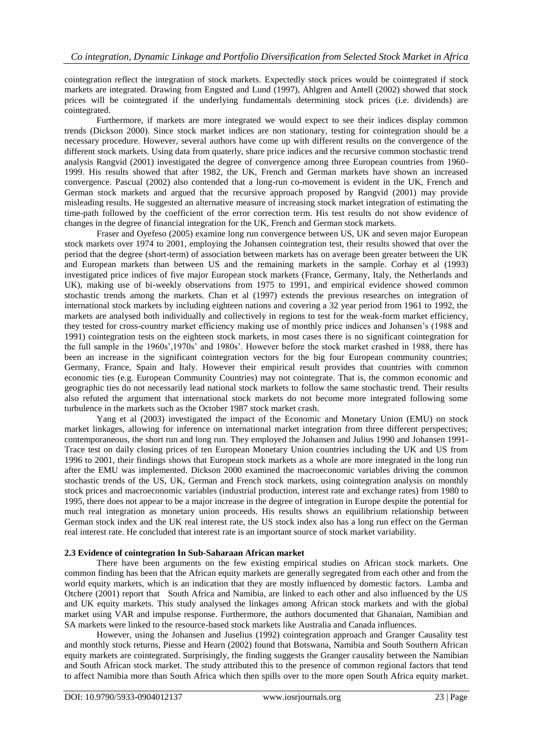cointegration reflect the integration of stock markets. Expectedly stock prices would be cointegrated if stock markets are integrated. Drawing from Engsted and Lund (1997), Ahlgren and Antell (2002) showed that stock prices will be cointegrated if the underlying fundamentals determining stock prices (i.e. dividends) are cointegrated.

Furthermore, if markets are more integrated we would expect to see their indices display common trends (Dickson 2000). Since stock market indices are non stationary, testing for cointegration should be a necessary procedure. However, several authors have come up with different results on the convergence of the different stock markets. Using data from quaterly, share price indices and the recursive common stochastic trend analysis Rangvid (2001) investigated the degree of convergence among three European countries from 1960-1999. His results showed that after 1982, the UK, French and German markets have shown an increased convergence. Pascual (2002) also contended that a long-run co-movement is evident in the UK, French and German stock markets and argued that the recursive approach proposed by Rangvid (2001) may provide misleading results. He suggested an alternative measure of increasing stock market integration of estimating the time-path followed by the coefficient of the error correction term. His test results do not show evidence of changes in the degree of financial integration for the UK, French and German stock markets.

Fraser and Oyefeso (2005) examine long run convergence between US, UK and seven major European stock markets over 1974 to 2001, employing the Johansen cointegration test, their results showed that over the period that the degree (short-term) of association between markets has on average been greater between the UK and European markets than between US and the remaining markets in the sample. Corhay et al (1993) investigated price indices of five major European stock markets (France, Germany, Italy, the Netherlands and UK), making use of bi-weekly observations from 1975 to 1991, and empirical evidence showed common stochastic trends among the markets. Chan et al (1997) extends the previous researches on integration of international stock markets by including eighteen nations and covering a 32 year period from 1961 to 1992, the markets are analysed both individually and collectively in regions to test for the weak-form market efficiency, they tested for cross-country market efficiency making use of monthly price indices and Johansen's (1988 and 1991) cointegration tests on the eighteen stock markets, in most cases there is no significant cointegration for the full sample in the 1960s',1970s' and 1980s'. However before the stock market crashed in 1988, there has been an increase in the significant cointegration vectors for the big four European community countries; Germany, France, Spain and Italy. However their empirical result provides that countries with common economic ties (e.g. European Community Countries) may not cointegrate. That is, the common economic and geographic ties do not necessarily lead national stock markets to follow the same stochastic trend. Their results also refuted the argument that international stock markets do not become more integrated following some turbulence in the markets such as the October 1987 stock market crash.

Yang et al (2003) investigated the impact of the Economic and Monetary Union (EMU) on stock market linkages, allowing for inference on international market integration from three different perspectives; contemporaneous, the short run and long run. They employed the Johansen and Julius 1990 and Johansen 1991-Trace test on daily closing prices of ten European Monetary Union countries including the UK and US from 1996 to 2001, their findings shows that European stock markets as a whole are more integrated in the long run after the EMU was implemented. Dickson 2000 examined the macroeconomic variables driving the common stochastic trends of the US, UK, German and French stock markets, using cointegration analysis on monthly stock prices and macroeconomic variables (industrial production, interest rate and exchange rates) from 1980 to 1995, there does not appear to be a major increase in the degree of integration in Europe despite the potential for much real integration as monetary union proceeds. His results shows an equilibrium relationship between German stock index and the UK real interest rate, the US stock index also has a long run effect on the German real interest rate. He concluded that interest rate is an important source of stock market variability.

### 2.3 Evidence of cointegration In Sub-Saharaan African market

There have been arguments on the few existing empirical studies on African stock markets. One common finding has been that the African equity markets are generally segregated from each other and from the world equity markets, which is an indication that they are mostly influenced by domestic factors. Lamba and Otchere (2001) report that South Africa and Namibia, are linked to each other and also influenced by the US and UK equity markets. This study analysed the linkages among African stock markets and with the global market using VAR and impulse response. Furthermore, the authors documented that Ghanaian, Namibian and SA markets were linked to the resource-based stock markets like Australia and Canada influences.

However, using the Johansen and Juselius (1992) cointegration approach and Granger Causality test and monthly stock returns, Piesse and Hearn (2002) found that Botswana, Namibia and South Southern African equity markets are cointegrated. Surprisingly, the finding suggests the Granger causality between the Namibian and South African stock market. The study attributed this to the presence of common regional factors that tend to affect Namibia more than South Africa which then spills over to the more open South Africa equity market.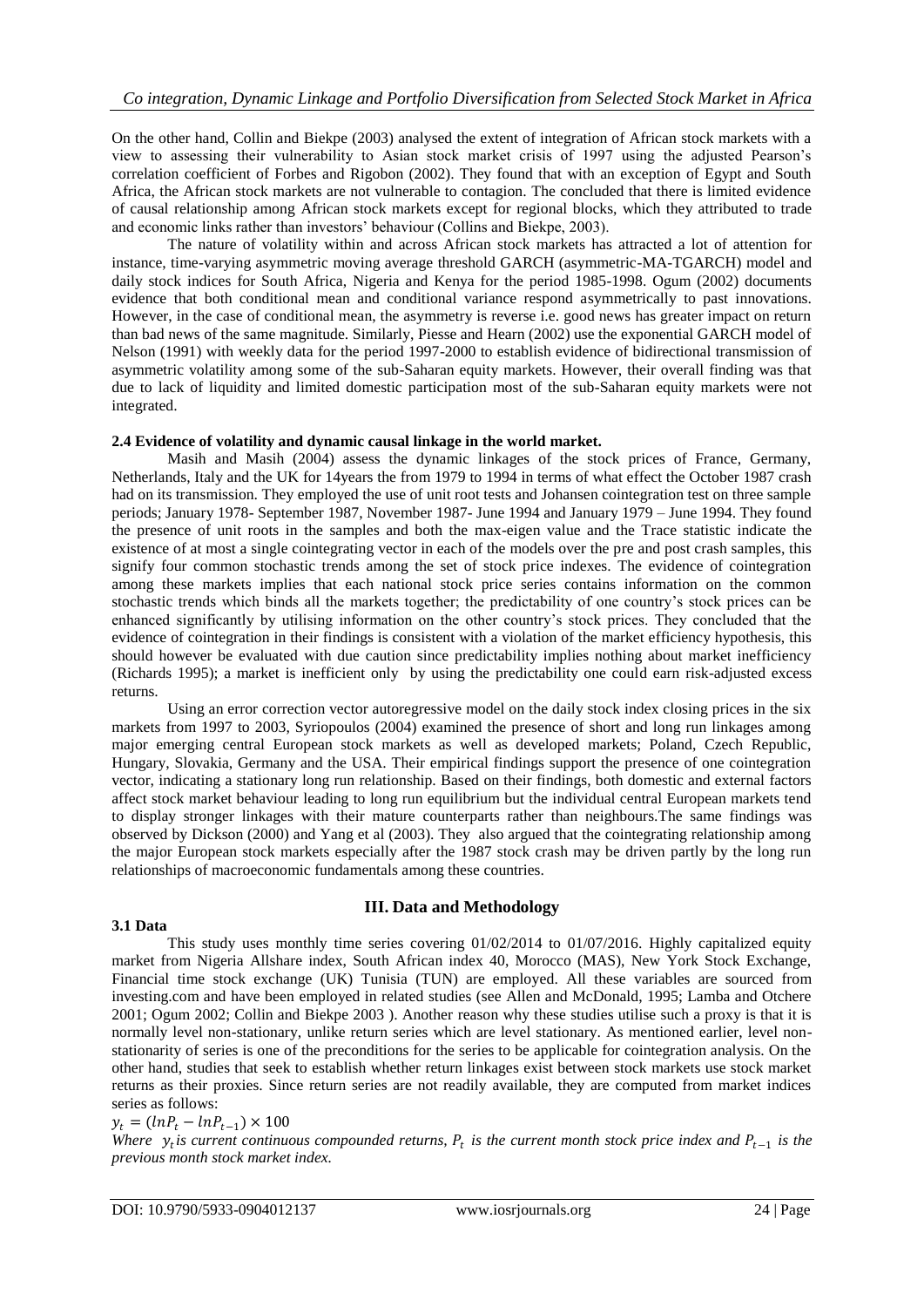On the other hand, Collin and Biekpe (2003) analysed the extent of integration of African stock markets with a view to assessing their vulnerability to Asian stock market crisis of 1997 using the adjusted Pearson's correlation coefficient of Forbes and Rigobon (2002). They found that with an exception of Egypt and South Africa, the African stock markets are not vulnerable to contagion. The concluded that there is limited evidence of causal relationship among African stock markets except for regional blocks, which they attributed to trade and economic links rather than investors' behaviour (Collins and Biekpe, 2003).

The nature of volatility within and across African stock markets has attracted a lot of attention for instance, time-varying asymmetric moving average threshold GARCH (asymmetric-MA-TGARCH) model and daily stock indices for South Africa, Nigeria and Kenya for the period 1985-1998. Ogum (2002) documents evidence that both conditional mean and conditional variance respond asymmetrically to past innovations. However, in the case of conditional mean, the asymmetry is reverse i.e. good news has greater impact on return than bad news of the same magnitude. Similarly, Piesse and Hearn (2002) use the exponential GARCH model of Nelson (1991) with weekly data for the period 1997-2000 to establish evidence of bidirectional transmission of asymmetric volatility among some of the sub-Saharan equity markets. However, their overall finding was that due to lack of liquidity and limited domestic participation most of the sub-Saharan equity markets were not integrated.

### 2.4 Evidence of volatility and dynamic causal linkage in the world market.

Masih and Masih (2004) assess the dynamic linkages of the stock prices of France, Germany, Netherlands, Italy and the UK for 14years the from 1979 to 1994 in terms of what effect the October 1987 crash had on its transmission. They employed the use of unit root tests and Johansen cointegration test on three sample periods; January 1978- September 1987, November 1987- June 1994 and January 1979 – June 1994. They found the presence of unit roots in the samples and both the max-eigen value and the Trace statistic indicate the existence of at most a single cointegrating vector in each of the models over the pre and post crash samples, this signify four common stochastic trends among the set of stock price indexes. The evidence of cointegration among these markets implies that each national stock price series contains information on the common stochastic trends which binds all the markets together; the predictability of one country's stock prices can be enhanced significantly by utilising information on the other country's stock prices. They concluded that the evidence of cointegration in their findings is consistent with a violation of the market efficiency hypothesis, this should however be evaluated with due caution since predictability implies nothing about market inefficiency (Richards 1995); a market is inefficient only by using the predictability one could earn risk-adjusted excess returns.

Using an error correction vector autoregressive model on the daily stock index closing prices in the six markets from 1997 to 2003, Syriopoulos (2004) examined the presence of short and long run linkages among major emerging central European stock markets as well as developed markets; Poland, Czech Republic, Hungary, Slovakia, Germany and the USA. Their empirical findings support the presence of one cointegration vector, indicating a stationary long run relationship. Based on their findings, both domestic and external factors affect stock market behaviour leading to long run equilibrium but the individual central European markets tend to display stronger linkages with their mature counterparts rather than neighbours.The same findings was observed by Dickson (2000) and Yang et al (2003). They also argued that the cointegrating relationship among the major European stock markets especially after the 1987 stock crash may be driven partly by the long run relationships of macroeconomic fundamentals among these countries.

## III. Data and Methodology

### 3.1 Data

This study uses monthly time series covering 01/02/2014 to 01/07/2016. Highly capitalized equity market from Nigeria Allshare index, South African index 40, Morocco (MAS), New York Stock Exchange, Financial time stock exchange (UK) Tunisia (TUN) are employed. All these variables are sourced from investing.com and have been employed in related studies (see Allen and McDonald, 1995; Lamba and Otchere 2001; Ogum 2002; Collin and Biekpe 2003 ). Another reason why these studies utilise such a proxy is that it is normally level non-stationary, unlike return series which are level stationary. As mentioned earlier, level non-stationarity of series is one of the preconditions for the series to be applicable for cointegration analysis. On the other hand, studies that seek to establish whether return linkages exist between stock markets use stock market returns as their proxies. Since return series are not readily available, they are computed from market indices series as follows:

$$y_t = (lnP_t - lnP_{t-1}) \times 100$$

*Where* $y_t$ *is current continuous compounded returns,* $P_t$ *is the current month stock price index and* $P_{t-1}$ *is the previous month stock market index.*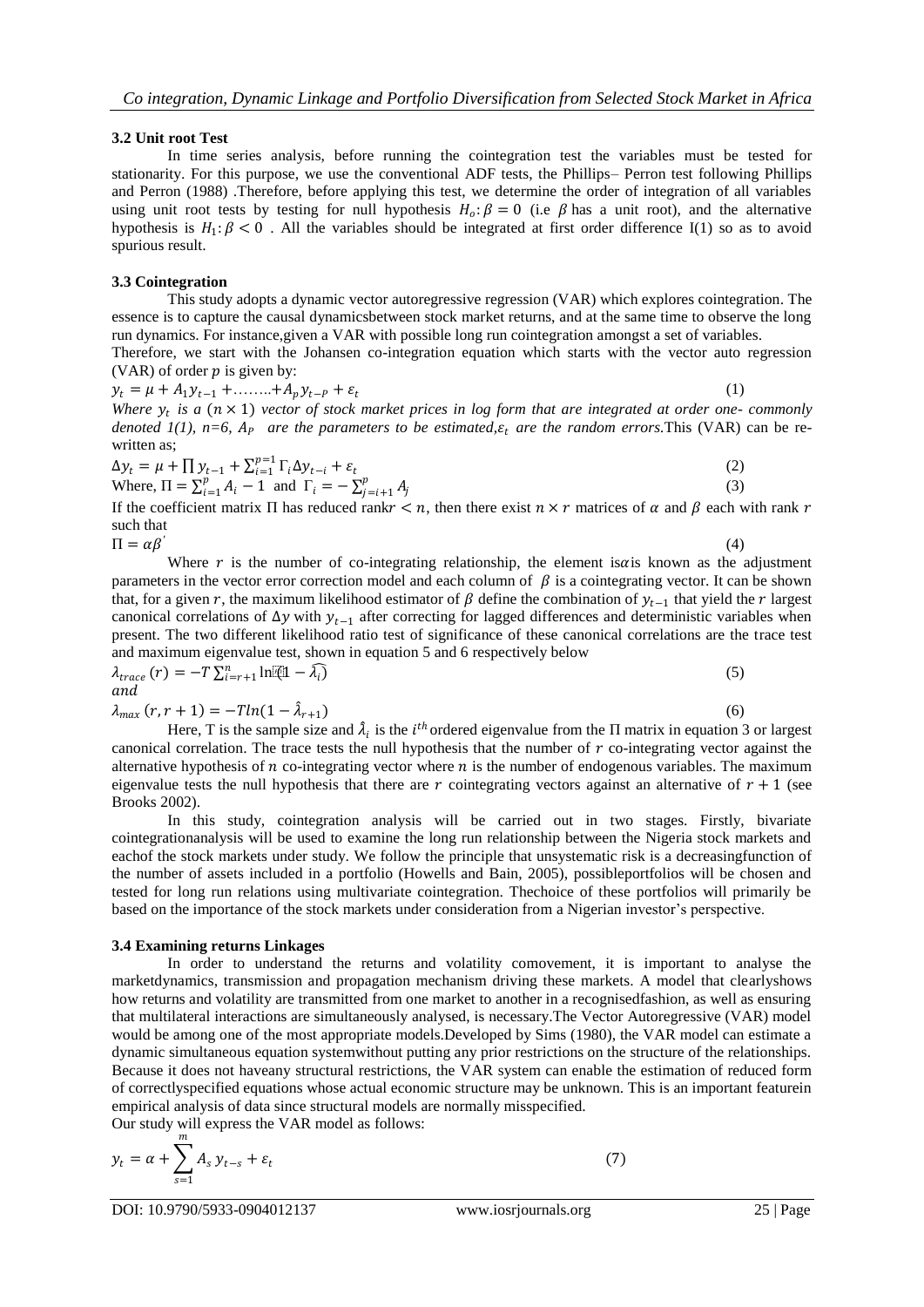### 3.2 Unit root Test

In time series analysis, before running the cointegration test the variables must be tested for stationarity. For this purpose, we use the conventional ADF tests, the Phillips– Perron test following Phillips and Perron (1988) .Therefore, before applying this test, we determine the order of integration of all variables using unit root tests by testing for null hypothesis $H_o: \beta = 0$ (i.e $\beta$ has a unit root), and the alternative hypothesis is $H_1: \beta < 0$ . All the variables should be integrated at first order difference I(1) so as to avoid spurious result.

### 3.3 Cointegration

This study adopts a dynamic vector autoregressive regression (VAR) which explores cointegration. The essence is to capture the causal dynamicsbetween stock market returns, and at the same time to observe the long run dynamics. For instance,given a VAR with possible long run cointegration amongst a set of variables.

Therefore, we start with the Johansen co-integration equation which starts with the vector auto regression (VAR) of order $p$ is given by:

$$y_t = \mu + A_1 y_{t-1} + \ldots\ldots + A_p y_{t-P} + \varepsilon_t \qquad (1)$$

*Where $y_t$ is a $(n \times 1)$ vector of stock market prices in log form that are integrated at order one- commonly denoted 1(1), n=6, $A_P$ are the parameters to be estimated,$\varepsilon_t$ are the random errors*.This (VAR) can be re-written as;

$$\Delta y_t = \mu + \prod y_{t-1} + \sum_{i=1}^{p=1} \Gamma_i \Delta y_{t-i} + \varepsilon_t \qquad (2)$$

Where, $\Pi = \sum_{i=1}^{p} A_i - 1$ and $\Gamma_i = -\sum_{j=i+1}^{p} A_j$ (3)

If the coefficient matrix $\Pi$ has reduced rank$r < n$, then there exist $n \times r$ matrices of $\alpha$ and $\beta$ each with rank $r$ such that

$$\Pi = \alpha\beta' \qquad (4)$$

Where $r$ is the number of co-integrating relationship, the element is$\alpha$is known as the adjustment parameters in the vector error correction model and each column of $\beta$ is a cointegrating vector. It can be shown that, for a given $r$, the maximum likelihood estimator of $\beta$ define the combination of $y_{t-1}$ that yield the $r$ largest canonical correlations of $\Delta y$ with $y_{t-1}$ after correcting for lagged differences and deterministic variables when present. The two different likelihood ratio test of significance of these canonical correlations are the trace test and maximum eigenvalue test, shown in equation 5 and 6 respectively below

$$\lambda_{trace}(r) = -T \sum_{i=r+1}^{n} \ln(1 - \widehat{\lambda_i}) \qquad (5)$$

and

$$\lambda_{max}(r, r+1) = -T \ln(1 - \hat{\lambda}_{r+1}) \qquad (6)$$

Here, T is the sample size and $\hat{\lambda}_i$ is the $i^{th}$ ordered eigenvalue from the $\Pi$ matrix in equation 3 or largest canonical correlation. The trace tests the null hypothesis that the number of $r$ co-integrating vector against the alternative hypothesis of $n$ co-integrating vector where $n$ is the number of endogenous variables. The maximum eigenvalue tests the null hypothesis that there are $r$ cointegrating vectors against an alternative of $r + 1$ (see Brooks 2002).

In this study, cointegration analysis will be carried out in two stages. Firstly, bivariate cointegrationanalysis will be used to examine the long run relationship between the Nigeria stock markets and eachof the stock markets under study. We follow the principle that unsystematic risk is a decreasingfunction of the number of assets included in a portfolio (Howells and Bain, 2005), possibleportfolios will be chosen and tested for long run relations using multivariate cointegration. Thechoice of these portfolios will primarily be based on the importance of the stock markets under consideration from a Nigerian investor's perspective.

### 3.4 Examining returns Linkages

In order to understand the returns and volatility comovement, it is important to analyse the marketdynamics, transmission and propagation mechanism driving these markets. A model that clearlyshows how returns and volatility are transmitted from one market to another in a recognisedfashion, as well as ensuring that multilateral interactions are simultaneously analysed, is necessary.The Vector Autoregressive (VAR) model would be among one of the most appropriate models.Developed by Sims (1980), the VAR model can estimate a dynamic simultaneous equation systemwithout putting any prior restrictions on the structure of the relationships. Because it does not haveany structural restrictions, the VAR system can enable the estimation of reduced form of correctlyspecified equations whose actual economic structure may be unknown. This is an important featurein empirical analysis of data since structural models are normally misspecified.

Our study will express the VAR model as follows:

$$y_t = \alpha + \sum_{s=1}^{m} A_s y_{t-s} + \varepsilon_t \qquad (7)$$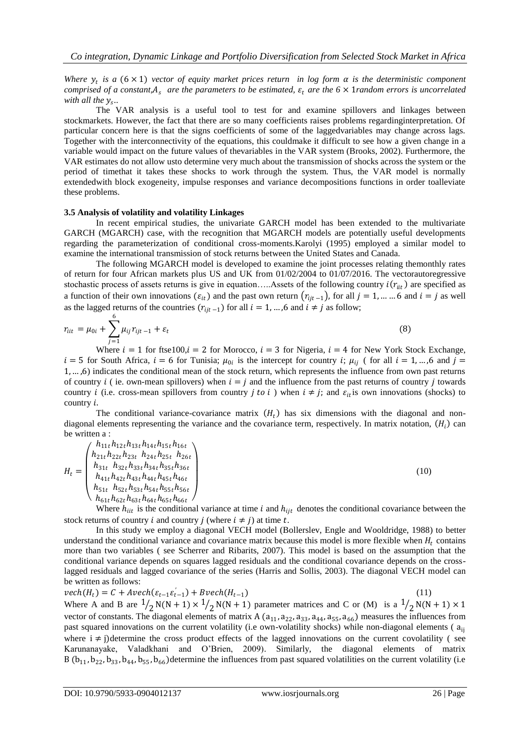*Where $y_t$ is a $(6 \times 1)$ vector of equity market prices return in log form $\alpha$ is the deterministic component comprised of a constant, $A_s$ are the parameters to be estimated, $\varepsilon_t$ are the $6 \times 1$ random errors is uncorrelated with all the $y_s$..*

The VAR analysis is a useful tool to test for and examine spillovers and linkages between stockmarkets. However, the fact that there are so many coefficients raises problems regardinginterpretation. Of particular concern here is that the signs coefficients of some of the laggedvariables may change across lags. Together with the interconnectivity of the equations, this couldmake it difficult to see how a given change in a variable would impact on the future values of thevariables in the VAR system (Brooks, 2002). Furthermore, the VAR estimates do not allow usto determine very much about the transmission of shocks across the system or the period of timethat it takes these shocks to work through the system. Thus, the VAR model is normally extendedwith block exogeneity, impulse responses and variance decompositions functions in order toalleviate these problems.

### 3.5 Analysis of volatility and volatility Linkages

In recent empirical studies, the univariate GARCH model has been extended to the multivariate GARCH (MGARCH) case, with the recognition that MGARCH models are potentially useful developments regarding the parameterization of conditional cross-moments.Karolyi (1995) employed a similar model to examine the international transmission of stock returns between the United States and Canada.

The following MGARCH model is developed to examine the joint processes relating themonthly rates of return for four African markets plus US and UK from 01/02/2004 to 01/07/2016. The vectorautoregressive stochastic process of assets returns is give in equation…..Assets of the following country $i(r_{iit})$ are specified as a function of their own innovations $(\varepsilon_{it})$ and the past own return $(r_{ijt-1})$, for all $j = 1, \ldots \ldots 6$ and $i = j$ as well as the lagged returns of the countries $(r_{ijt-1})$ for all $i = 1, \ldots, 6$ and $i \neq j$ as follow;

$$r_{iit} = \mu_{0i} + \sum_{j=1}^{6} \mu_{ij} r_{ijt-1} + \varepsilon_t \tag{8}$$

Where $i = 1$ for ftse100, $i = 2$ for Morocco, $i = 3$ for Nigeria, $i = 4$ for New York Stock Exchange, $i = 5$ for South Africa, $i = 6$ for Tunisia; $\mu_{0i}$ is the intercept for country $i$; $\mu_{ij}$ ( for all $i = 1, \ldots, 6$ and $j = 1, \ldots, 6$) indicates the conditional mean of the stock return, which represents the influence from own past returns of country $i$ ( ie. own-mean spillovers) when $i = j$ and the influence from the past returns of country $j$ towards country $i$ (i.e. cross-mean spillovers from country $j$ *to* $i$ ) when $i \neq j$; and $\varepsilon_{it}$ is own innovations (shocks) to country $i$.

The conditional variance-covariance matrix $(H_t)$ has six dimensions with the diagonal and non-diagonal elements representing the variance and the covariance term, respectively. In matrix notation, $(H_i)$ can be written a :

$$H_t = \begin{pmatrix} h_{11t} h_{12t} h_{13t} h_{14t} h_{15t} h_{16t} \\ h_{21t} h_{22t} h_{23t} \ h_{24t} h_{25t} \ h_{26t} \\ h_{31t} \ h_{32t} h_{33t} h_{34t} h_{35t} h_{36t} \\ h_{41t} h_{42t} h_{43t} h_{44t} h_{45t} h_{46t} \\ h_{51t} \ h_{52t} h_{53t} h_{54t} h_{55t} h_{56t} \\ h_{61t} h_{62t} h_{63t} h_{64t} h_{65t} h_{66t} \end{pmatrix} \tag{10}$$

Where $h_{iit}$ is the conditional variance at time $i$ and $h_{ijt}$ denotes the conditional covariance between the stock returns of country $i$ and country $j$ (where $i \neq j$) at time $t$.

In this study we employ a diagonal VECH model (Bollerslev, Engle and Wooldridge, 1988) to better understand the conditional variance and covariance matrix because this model is more flexible when $H_t$ contains more than two variables ( see Scherrer and Ribarits, 2007). This model is based on the assumption that the conditional variance depends on squares lagged residuals and the conditional covariance depends on the cross-lagged residuals and lagged covariance of the series (Harris and Sollis, 2003). The diagonal VECH model can be written as follows:

$$vech(H_t) = C + Avech(\varepsilon_{t-1}\varepsilon_{t-1}^{'}) + Bvech(H_{t-1}) \tag{11}$$

Where A and B are $\frac{1}{2}N(N+1) \times \frac{1}{2}N(N+1)$ parameter matrices and C or (M) is a $\frac{1}{2}N(N+1) \times 1$ vector of constants. The diagonal elements of matrix A $(a_{11}, a_{22}, a_{33}, a_{44}, a_{55}, a_{66})$ measures the influences from past squared innovations on the current volatility (i.e own-volatility shocks) while non-diagonal elements ( $a_{ij}$ where $i \neq j$)determine the cross product effects of the lagged innovations on the current covolatility ( see Karunanayake, Valadkhani and O'Brien, 2009). Similarly, the diagonal elements of matrix B $(b_{11}, b_{22}, b_{33}, b_{44}, b_{55}, b_{66})$determine the influences from past squared volatilities on the current volatility (i.e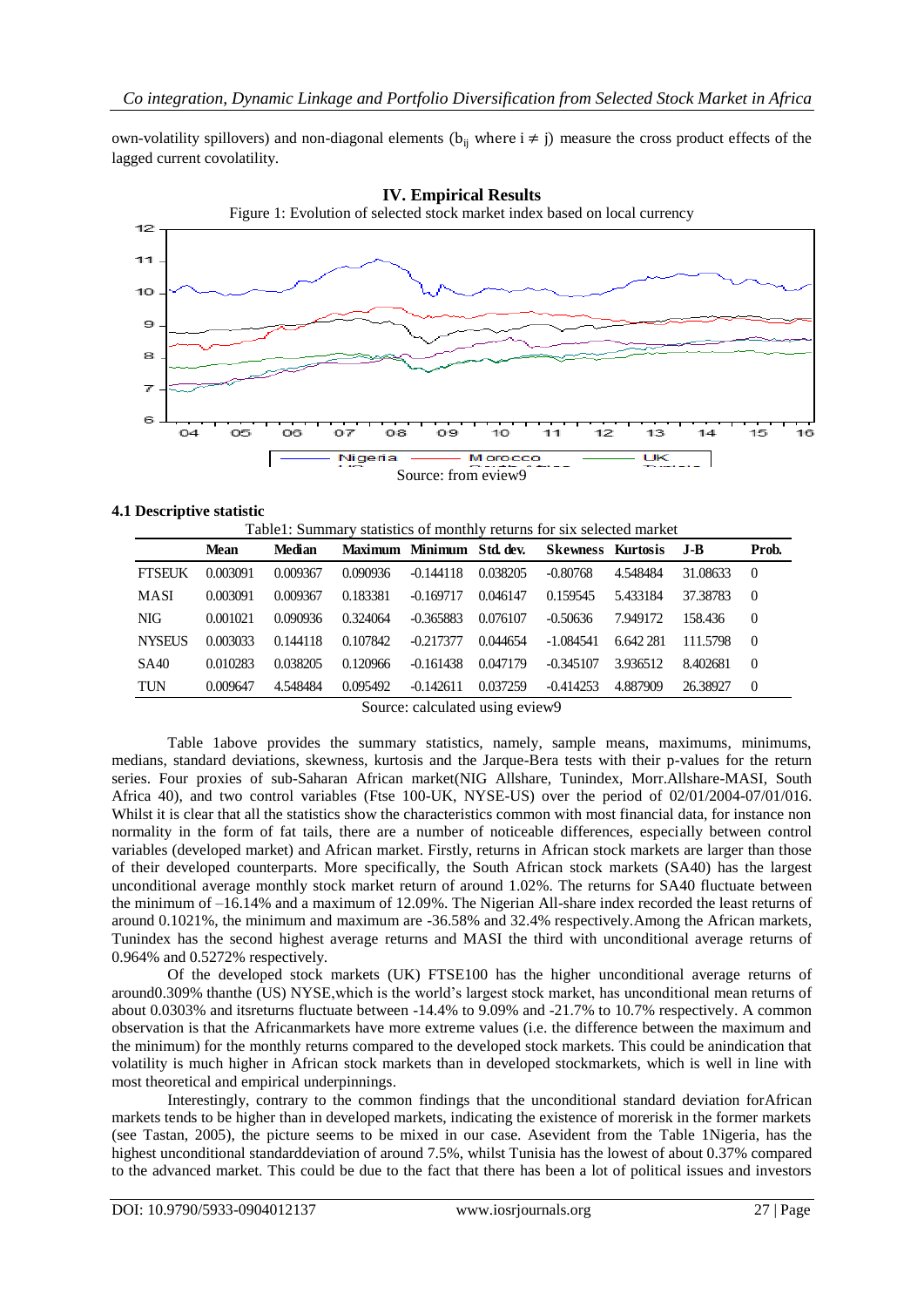own-volatility spillovers) and non-diagonal elements ($b_{ij}$ where $i \neq j$) measure the cross product effects of the lagged current covolatility.

## IV. Empirical Results

Figure 1: Evolution of selected stock market index based on local currency

Source: from eview9

### 4.1 Descriptive statistic

Table1: Summary statistics of monthly returns for six selected market

| | Mean | Median | Maximum | Minimum | Std. dev. | Skewness | Kurtosis | J-B | Prob. |
|---|---|---|---|---|---|---|---|---|---|
| FTSEUK | 0.003091 | 0.009367 | 0.090936 | -0.144118 | 0.038205 | -0.80768 | 4.548484 | 31.08633 | 0 |
| MASI | 0.003091 | 0.009367 | 0.183381 | -0.169717 | 0.046147 | 0.159545 | 5.433184 | 37.38783 | 0 |
| NIG | 0.001021 | 0.090936 | 0.324064 | -0.365883 | 0.076107 | -0.50636 | 7.949172 | 158.436 | 0 |
| NYSEUS | 0.003033 | 0.144118 | 0.107842 | -0.217377 | 0.044654 | -1.084541 | 6.642 281 | 111.5798 | 0 |
| SA40 | 0.010283 | 0.038205 | 0.120966 | -0.161438 | 0.047179 | -0.345107 | 3.936512 | 8.402681 | 0 |
| TUN | 0.009647 | 4.548484 | 0.095492 | -0.142611 | 0.037259 | -0.414253 | 4.887909 | 26.38927 | 0 |

Source: calculated using eview9

Table 1above provides the summary statistics, namely, sample means, maximums, minimums, medians, standard deviations, skewness, kurtosis and the Jarque-Bera tests with their p-values for the return series. Four proxies of sub-Saharan African market(NIG Allshare, Tunindex, Morr.Allshare-MASI, South Africa 40), and two control variables (Ftse 100-UK, NYSE-US) over the period of 02/01/2004-07/01/016. Whilst it is clear that all the statistics show the characteristics common with most financial data, for instance non normality in the form of fat tails, there are a number of noticeable differences, especially between control variables (developed market) and African market. Firstly, returns in African stock markets are larger than those of their developed counterparts. More specifically, the South African stock markets (SA40) has the largest unconditional average monthly stock market return of around 1.02%. The returns for SA40 fluctuate between the minimum of –16.14% and a maximum of 12.09%. The Nigerian All-share index recorded the least returns of around 0.1021%, the minimum and maximum are -36.58% and 32.4% respectively.Among the African markets, Tunindex has the second highest average returns and MASI the third with unconditional average returns of 0.964% and 0.5272% respectively.

Of the developed stock markets (UK) FTSE100 has the higher unconditional average returns of around0.309% thanthe (US) NYSE,which is the world's largest stock market, has unconditional mean returns of about 0.0303% and itsreturns fluctuate between -14.4% to 9.09% and -21.7% to 10.7% respectively. A common observation is that the Africanmarkets have more extreme values (i.e. the difference between the maximum and the minimum) for the monthly returns compared to the developed stock markets. This could be anindication that volatility is much higher in African stock markets than in developed stockmarkets, which is well in line with most theoretical and empirical underpinnings.

Interestingly, contrary to the common findings that the unconditional standard deviation forAfrican markets tends to be higher than in developed markets, indicating the existence of morerisk in the former markets (see Tastan, 2005), the picture seems to be mixed in our case. Asevident from the Table 1Nigeria, has the highest unconditional standarddeviation of around 7.5%, whilst Tunisia has the lowest of about 0.37% compared to the advanced market. This could be due to the fact that there has been a lot of political issues and investors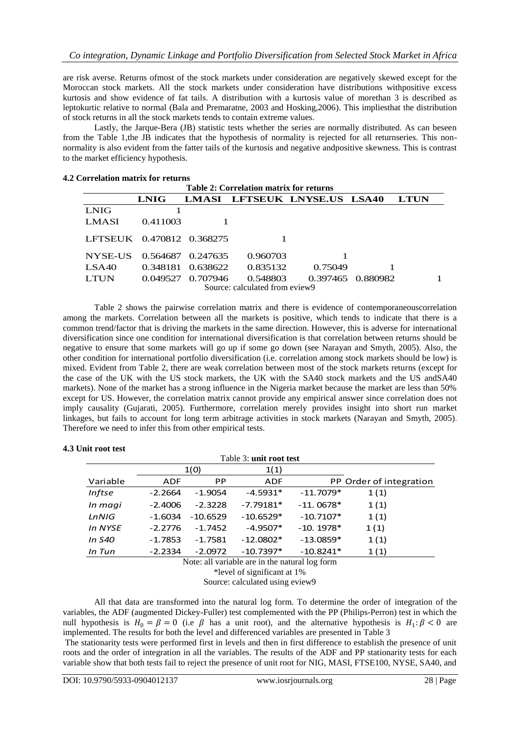are risk averse. Returns ofmost of the stock markets under consideration are negatively skewed except for the Moroccan stock markets. All the stock markets under consideration have distributions withpositive excess kurtosis and show evidence of fat tails. A distribution with a kurtosis value of morethan 3 is described as leptokurtic relative to normal (Bala and Premaratne, 2003 and Hosking,2006). This impliesthat the distribution of stock returns in all the stock markets tends to contain extreme values.

Lastly, the Jarque-Bera (JB) statistic tests whether the series are normally distributed. As can beseen from the Table 1,the JB indicates that the hypothesis of normality is rejected for all returnseries. This non-normality is also evident from the fatter tails of the kurtosis and negative andpositive skewness. This is contrast to the market efficiency hypothesis.

#### 4.2 Correlation matrix for returns

**Table 2: Correlation matrix for returns**

| | LNIG | LMASI | LFTSEUK | LNYSE.US | LSA40 | LTUN |
|---|---|---|---|---|---|---|
| LNIG | 1 | | | | | |
| LMASI | 0.411003 | 1 | | | | |
| LFTSEUK | 0.470812 | 0.368275 | 1 | | | |
| NYSE-US | 0.564687 | 0.247635 | 0.960703 | 1 | | |
| LSA40 | 0.348181 | 0.638622 | 0.835132 | 0.75049 | 1 | |
| LTUN | 0.049527 | 0.707946 | 0.548803 | 0.397465 | 0.880982 | 1 |

Source: calculated from eview9

Table 2 shows the pairwise correlation matrix and there is evidence of contemporaneouscorrelation among the markets. Correlation between all the markets is positive, which tends to indicate that there is a common trend/factor that is driving the markets in the same direction. However, this is adverse for international diversification since one condition for international diversification is that correlation between returns should be negative to ensure that some markets will go up if some go down (see Narayan and Smyth, 2005). Also, the other condition for international portfolio diversification (i.e. correlation among stock markets should be low) is mixed. Evident from Table 2, there are weak correlation between most of the stock markets returns (except for the case of the UK with the US stock markets, the UK with the SA40 stock markets and the US andSA40 markets). None of the market has a strong influence in the Nigeria market because the market are less than 50% except for US. However, the correlation matrix cannot provide any empirical answer since correlation does not imply causality (Gujarati, 2005). Furthermore, correlation merely provides insight into short run market linkages, but fails to account for long term arbitrage activities in stock markets (Narayan and Smyth, 2005). Therefore we need to infer this from other empirical tests.

#### 4.3 Unit root test

Table 3: **unit root test**

| | 1(0) | | 1(1) | | |
|---|---|---|---|---|---|
| Variable | ADF | PP | ADF | PP | Order of integration |
| *Inftse* | -2.2664 | -1.9054 | -4.5931* | -11.7079* | 1(1) |
| *In magi* | -2.4006 | -2.3228 | -7.79181* | -11. 0678* | 1(1) |
| *LnNIG* | -1.6034 | -10.6529 | -10.6529* | -10.7107* | 1(1) |
| *In NYSE* | -2.2776 | -1.7452 | -4.9507* | -10. 1978* | 1(1) |
| *In S40* | -1.7853 | -1.7581 | -12.0802* | -13.0859* | 1(1) |
| *In Tun* | -2.2334 | -2.0972 | -10.7397* | -10.8241* | 1(1) |

Note: all variable are in the natural log form

*level of significant at 1%

Source: calculated using eview9

All that data are transformed into the natural log form. To determine the order of integration of the variables, the ADF (augmented Dickey-Fuller) test complemented with the PP (Philips-Perron) test in which the null hypothesis is $H_0 = \beta = 0$ (i.e $\beta$ has a unit root), and the alternative hypothesis is $H_1: \beta < 0$ are implemented. The results for both the level and differenced variables are presented in Table 3

The stationarity tests were performed first in levels and then in first difference to establish the presence of unit roots and the order of integration in all the variables. The results of the ADF and PP stationarity tests for each variable show that both tests fail to reject the presence of unit root for NIG, MASI, FTSE100, NYSE, SA40, and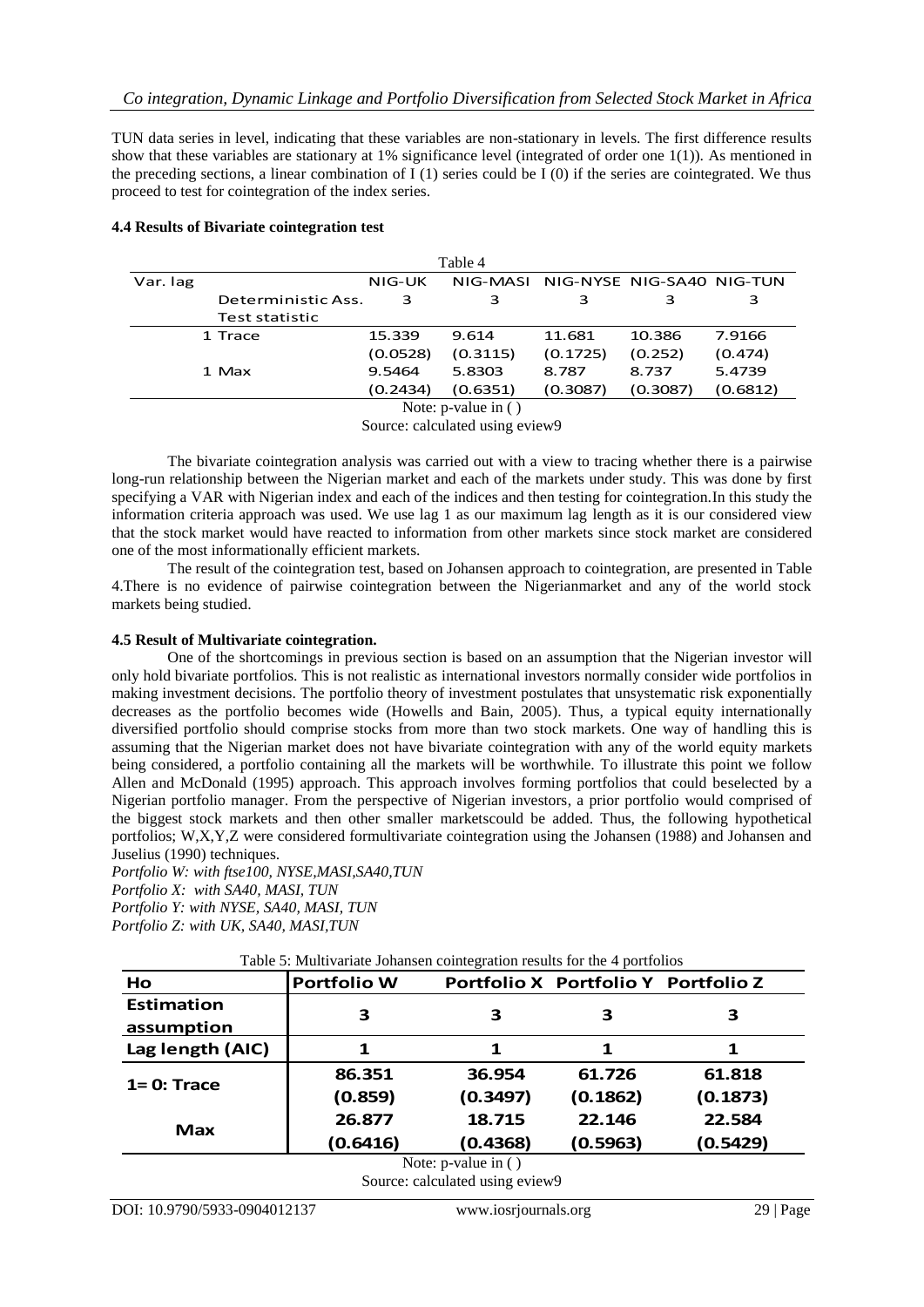TUN data series in level, indicating that these variables are non-stationary in levels. The first difference results show that these variables are stationary at 1% significance level (integrated of order one 1(1)). As mentioned in the preceding sections, a linear combination of I (1) series could be I (0) if the series are cointegrated. We thus proceed to test for cointegration of the index series.

#### 4.4 Results of Bivariate cointegration test

Table 4

| Var. lag | | NIG-UK | NIG-MASI | NIG-NYSE | NIG-SA40 | NIG-TUN |
|---|---|---|---|---|---|---|
| | Deterministic Ass. | 3 | 3 | 3 | 3 | 3 |
| | Test statistic | | | | | |
| 1 | Trace | 15.339 | 9.614 | 11.681 | 10.386 | 7.9166 |
| | | (0.0528) | (0.3115) | (0.1725) | (0.252) | (0.474) |
| 1 | Max | 9.5464 | 5.8303 | 8.787 | 8.737 | 5.4739 |
| | | (0.2434) | (0.6351) | (0.3087) | (0.3087) | (0.6812) |

Note: p-value in ( )

Source: calculated using eview9

The bivariate cointegration analysis was carried out with a view to tracing whether there is a pairwise long-run relationship between the Nigerian market and each of the markets under study. This was done by first specifying a VAR with Nigerian index and each of the indices and then testing for cointegration.In this study the information criteria approach was used. We use lag 1 as our maximum lag length as it is our considered view that the stock market would have reacted to information from other markets since stock market are considered one of the most informationally efficient markets.

The result of the cointegration test, based on Johansen approach to cointegration, are presented in Table 4.There is no evidence of pairwise cointegration between the Nigerianmarket and any of the world stock markets being studied.

#### 4.5 Result of Multivariate cointegration.

One of the shortcomings in previous section is based on an assumption that the Nigerian investor will only hold bivariate portfolios. This is not realistic as international investors normally consider wide portfolios in making investment decisions. The portfolio theory of investment postulates that unsystematic risk exponentially decreases as the portfolio becomes wide (Howells and Bain, 2005). Thus, a typical equity internationally diversified portfolio should comprise stocks from more than two stock markets. One way of handling this is assuming that the Nigerian market does not have bivariate cointegration with any of the world equity markets being considered, a portfolio containing all the markets will be worthwhile. To illustrate this point we follow Allen and McDonald (1995) approach. This approach involves forming portfolios that could beselected by a Nigerian portfolio manager. From the perspective of Nigerian investors, a prior portfolio would comprised of the biggest stock markets and then other smaller marketscould be added. Thus, the following hypothetical portfolios; W,X,Y,Z were considered formultivariate cointegration using the Johansen (1988) and Johansen and Juselius (1990) techniques.

*Portfolio W: with ftse100, NYSE,MASI,SA40,TUN*
*Portfolio X: with SA40, MASI, TUN*
*Portfolio Y: with NYSE, SA40, MASI, TUN*
*Portfolio Z: with UK, SA40, MASI,TUN*

Table 5: Multivariate Johansen cointegration results for the 4 portfolios

| Ho | Portfolio W | Portfolio X | Portfolio Y | Portfolio Z |
|---|---|---|---|---|
| Estimation assumption | 3 | 3 | 3 | 3 |
| Lag length (AIC) | 1 | 1 | 1 | 1 |
| 1= 0: Trace | 86.351 | 36.954 | 61.726 | 61.818 |
| | (0.859) | (0.3497) | (0.1862) | (0.1873) |
| Max | 26.877 | 18.715 | 22.146 | 22.584 |
| | (0.6416) | (0.4368) | (0.5963) | (0.5429) |

Note: p-value in ( )

Source: calculated using eview9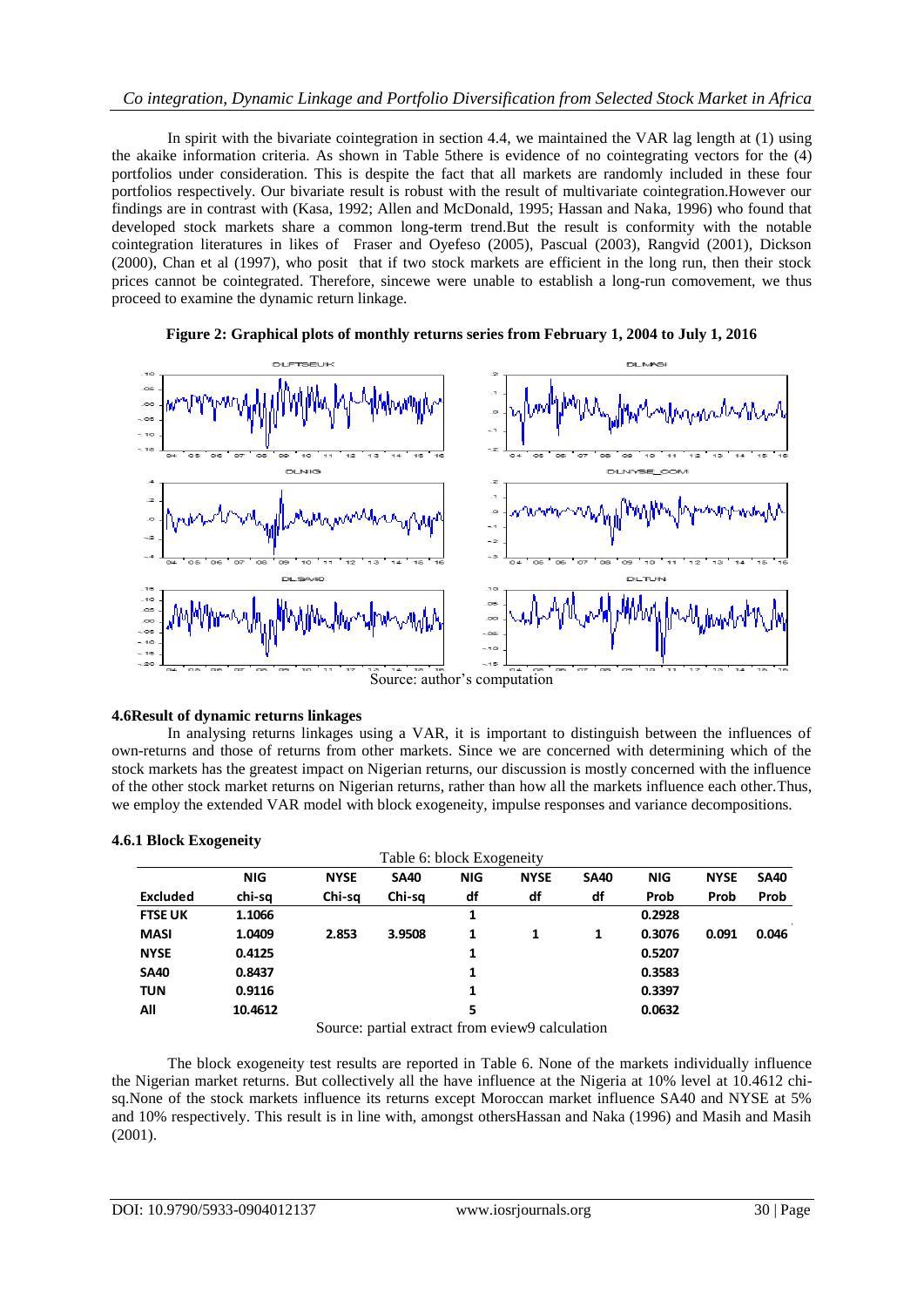In spirit with the bivariate cointegration in section 4.4, we maintained the VAR lag length at (1) using the akaike information criteria. As shown in Table 5there is evidence of no cointegrating vectors for the (4) portfolios under consideration. This is despite the fact that all markets are randomly included in these four portfolios respectively. Our bivariate result is robust with the result of multivariate cointegration.However our findings are in contrast with (Kasa, 1992; Allen and McDonald, 1995; Hassan and Naka, 1996) who found that developed stock markets share a common long-term trend.But the result is conformity with the notable cointegration literatures in likes of Fraser and Oyefeso (2005), Pascual (2003), Rangvid (2001), Dickson (2000), Chan et al (1997), who posit that if two stock markets are efficient in the long run, then their stock prices cannot be cointegrated. Therefore, sincewe were unable to establish a long-run comovement, we thus proceed to examine the dynamic return linkage.

**Figure 2: Graphical plots of monthly returns series from February 1, 2004 to July 1, 2016**

Source: author's computation

#### 4.6Result of dynamic returns linkages

In analysing returns linkages using a VAR, it is important to distinguish between the influences of own-returns and those of returns from other markets. Since we are concerned with determining which of the stock markets has the greatest impact on Nigerian returns, our discussion is mostly concerned with the influence of the other stock market returns on Nigerian returns, rather than how all the markets influence each other.Thus, we employ the extended VAR model with block exogeneity, impulse responses and variance decompositions.

#### 4.6.1 Block Exogeneity

Table 6: block Exogeneity

| Excluded | NIG chi-sq | NYSE Chi-sq | SA40 Chi-sq | NIG df | NYSE df | SA40 df | NIG Prob | NYSE Prob | SA40 Prob |
|---|---|---|---|---|---|---|---|---|---|
| **FTSE UK** | 1.1066 | | | 1 | | | 0.2928 | | |
| **MASI** | 1.0409 | 2.853 | 3.9508 | 1 | 1 | 1 | 0.3076 | 0.091 | 0.046 |
| **NYSE** | 0.4125 | | | 1 | | | 0.5207 | | |
| **SA40** | 0.8437 | | | 1 | | | 0.3583 | | |
| **TUN** | 0.9116 | | | 1 | | | 0.3397 | | |
| **All** | 10.4612 | | | 5 | | | 0.0632 | | |

Source: partial extract from eview9 calculation

The block exogeneity test results are reported in Table 6. None of the markets individually influence the Nigerian market returns. But collectively all the have influence at the Nigeria at 10% level at 10.4612 chi-sq.None of the stock markets influence its returns except Moroccan market influence SA40 and NYSE at 5% and 10% respectively. This result is in line with, amongst othersHassan and Naka (1996) and Masih and Masih (2001).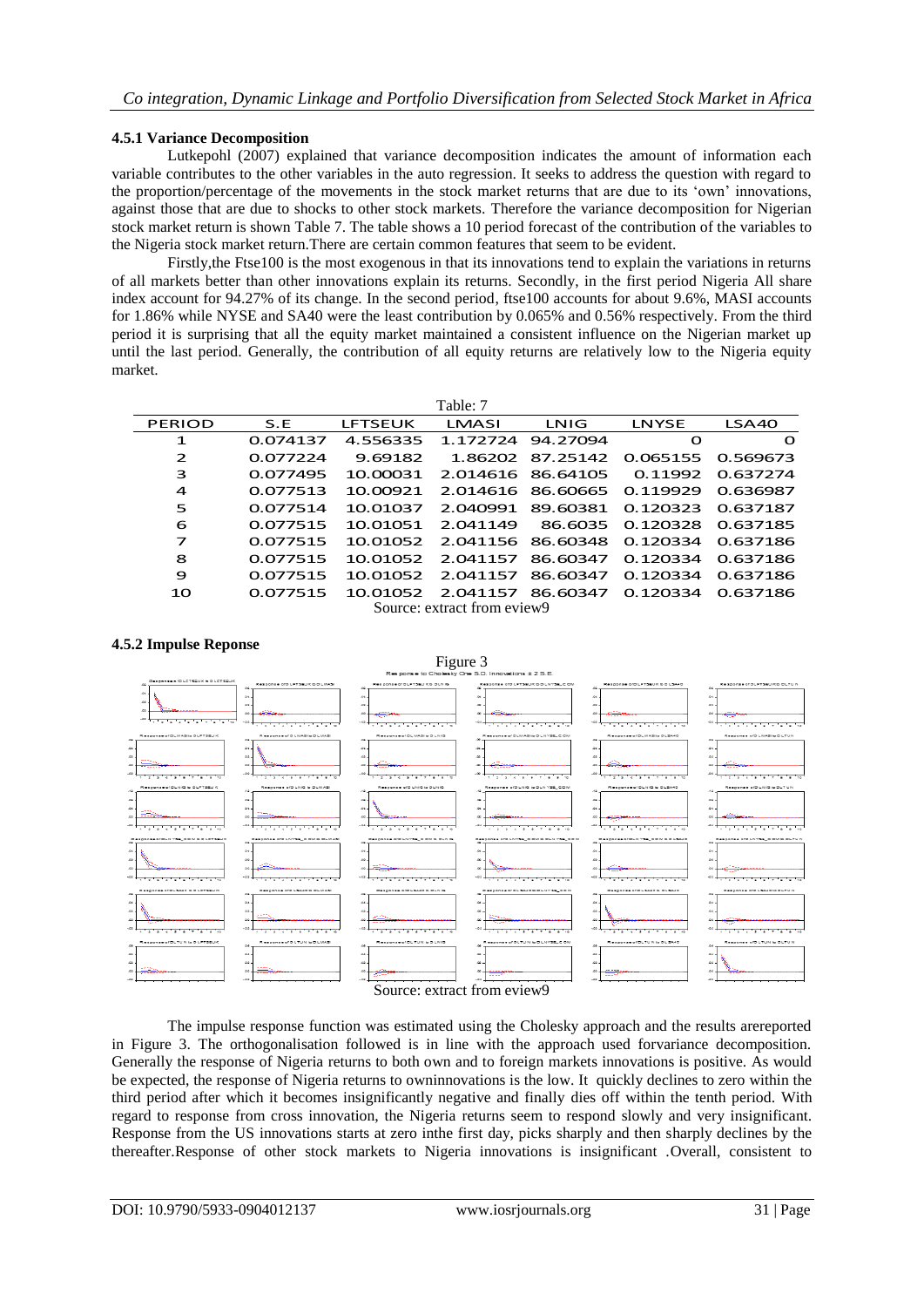### 4.5.1 Variance Decomposition

Lutkepohl (2007) explained that variance decomposition indicates the amount of information each variable contributes to the other variables in the auto regression. It seeks to address the question with regard to the proportion/percentage of the movements in the stock market returns that are due to its 'own' innovations, against those that are due to shocks to other stock markets. Therefore the variance decomposition for Nigerian stock market return is shown Table 7. The table shows a 10 period forecast of the contribution of the variables to the Nigeria stock market return.There are certain common features that seem to be evident.

Firstly,the Ftse100 is the most exogenous in that its innovations tend to explain the variations in returns of all markets better than other innovations explain its returns. Secondly, in the first period Nigeria All share index account for 94.27% of its change. In the second period, ftse100 accounts for about 9.6%, MASI accounts for 1.86% while NYSE and SA40 were the least contribution by 0.065% and 0.56% respectively. From the third period it is surprising that all the equity market maintained a consistent influence on the Nigerian market up until the last period. Generally, the contribution of all equity returns are relatively low to the Nigeria equity market.

Table: 7

| PERIOD | S.E | LFTSEUK | LMASI | LNIG | LNYSE | LSA40 |
|---|---|---|---|---|---|---|
| 1 | 0.074137 | 4.556335 | 1.172724 | 94.27094 | 0 | 0 |
| 2 | 0.077224 | 9.69182 | 1.86202 | 87.25142 | 0.065155 | 0.569673 |
| 3 | 0.077495 | 10.00031 | 2.014616 | 86.64105 | 0.11992 | 0.637274 |
| 4 | 0.077513 | 10.00921 | 2.014616 | 86.60665 | 0.119929 | 0.636987 |
| 5 | 0.077514 | 10.01037 | 2.040991 | 89.60381 | 0.120323 | 0.637187 |
| 6 | 0.077515 | 10.01051 | 2.041149 | 86.6035 | 0.120328 | 0.637185 |
| 7 | 0.077515 | 10.01052 | 2.041156 | 86.60348 | 0.120334 | 0.637186 |
| 8 | 0.077515 | 10.01052 | 2.041157 | 86.60347 | 0.120334 | 0.637186 |
| 9 | 0.077515 | 10.01052 | 2.041157 | 86.60347 | 0.120334 | 0.637186 |
| 10 | 0.077515 | 10.01052 | 2.041157 | 86.60347 | 0.120334 | 0.637186 |

Source: extract from eview9

### 4.5.2 Impulse Reponse

Figure 3

Source: extract from eview9

The impulse response function was estimated using the Cholesky approach and the results arereported in Figure 3. The orthogonalisation followed is in line with the approach used forvariance decomposition. Generally the response of Nigeria returns to both own and to foreign markets innovations is positive. As would be expected, the response of Nigeria returns to owninnovations is the low. It quickly declines to zero within the third period after which it becomes insignificantly negative and finally dies off within the tenth period. With regard to response from cross innovation, the Nigeria returns seem to respond slowly and very insignificant. Response from the US innovations starts at zero inthe first day, picks sharply and then sharply declines by the thereafter.Response of other stock markets to Nigeria innovations is insignificant .Overall, consistent to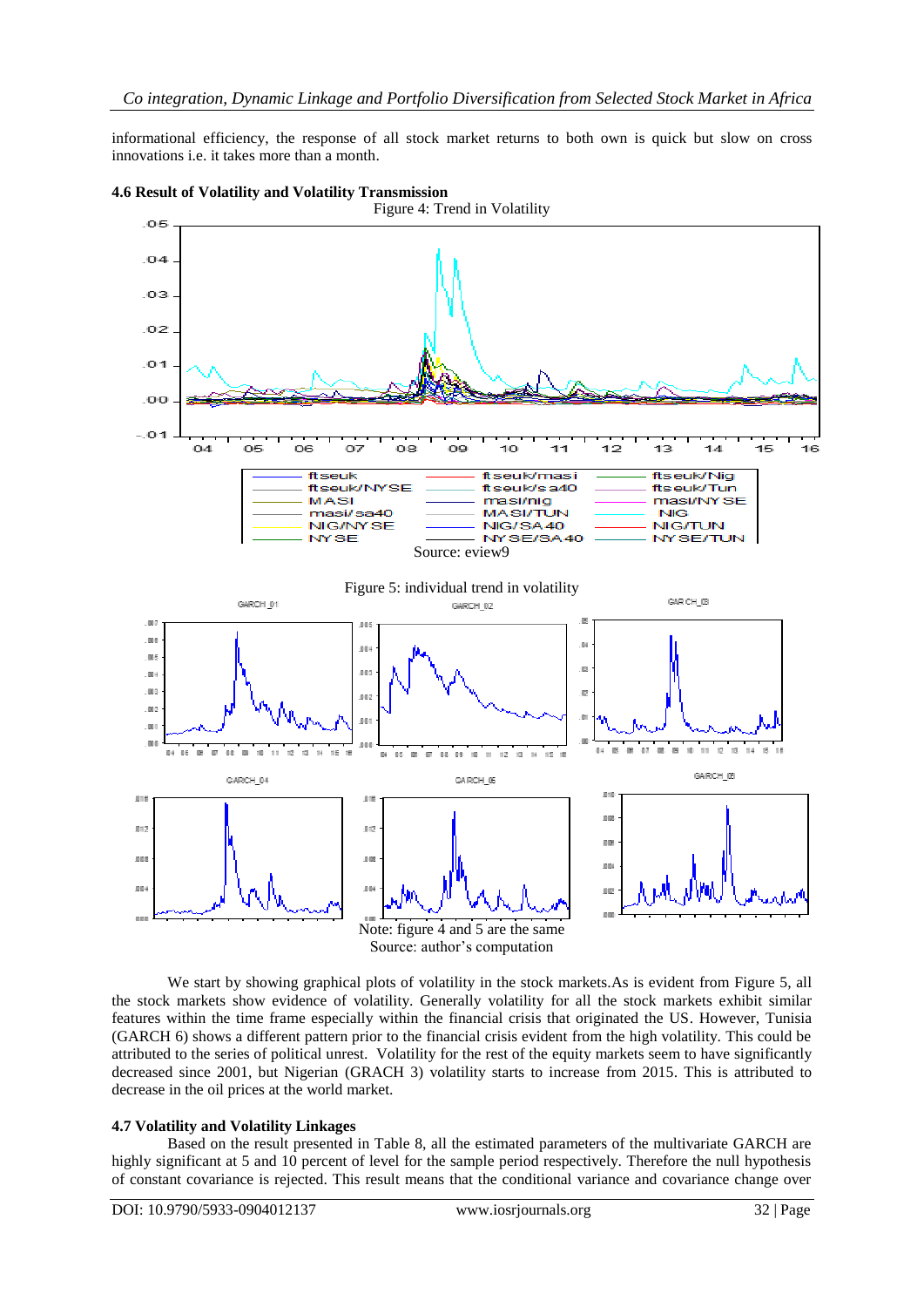informational efficiency, the response of all stock market returns to both own is quick but slow on cross innovations i.e. it takes more than a month.

**4.6 Result of Volatility and Volatility Transmission**

Figure 4: Trend in Volatility

Source: eview9

Figure 5: individual trend in volatility

Note: figure 4 and 5 are the same
Source: author's computation

We start by showing graphical plots of volatility in the stock markets.As is evident from Figure 5, all the stock markets show evidence of volatility. Generally volatility for all the stock markets exhibit similar features within the time frame especially within the financial crisis that originated the US. However, Tunisia (GARCH 6) shows a different pattern prior to the financial crisis evident from the high volatility. This could be attributed to the series of political unrest. Volatility for the rest of the equity markets seem to have significantly decreased since 2001, but Nigerian (GRACH 3) volatility starts to increase from 2015. This is attributed to decrease in the oil prices at the world market.

**4.7 Volatility and Volatility Linkages**

Based on the result presented in Table 8, all the estimated parameters of the multivariate GARCH are highly significant at 5 and 10 percent of level for the sample period respectively. Therefore the null hypothesis of constant covariance is rejected. This result means that the conditional variance and covariance change over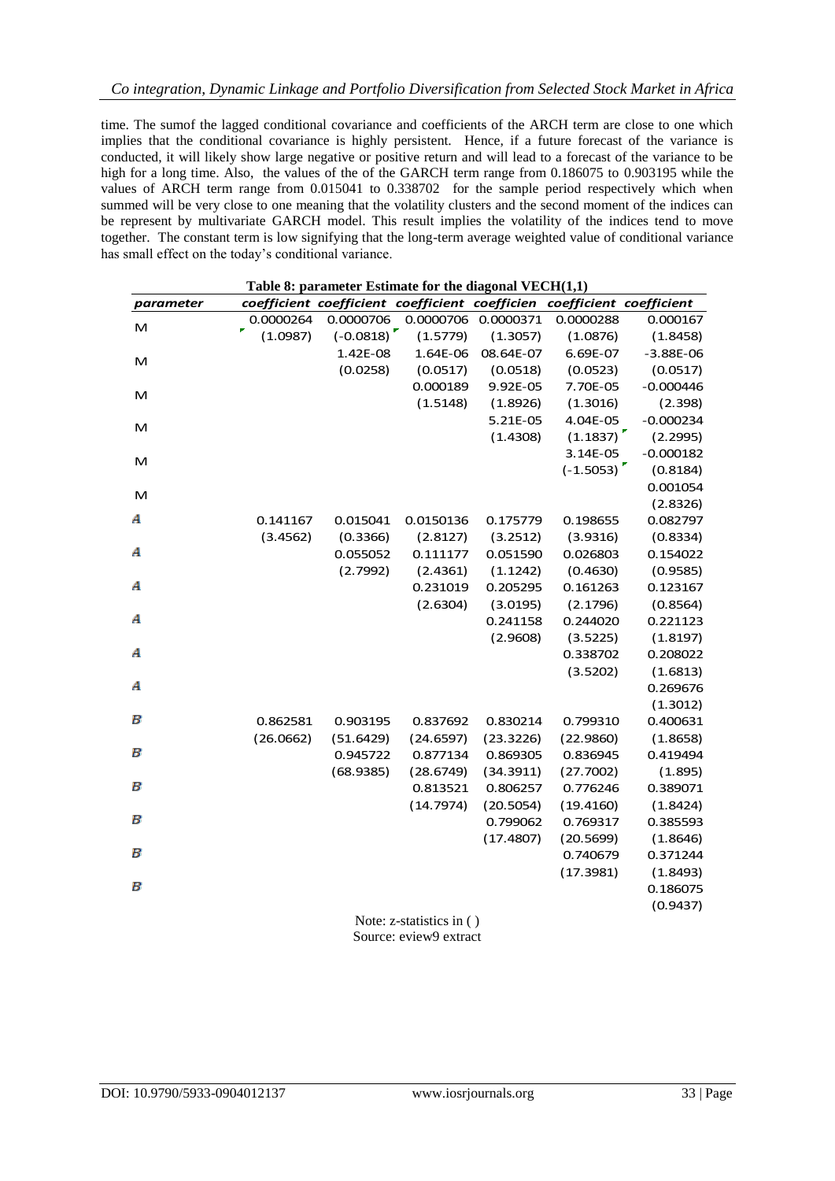time. The sumof the lagged conditional covariance and coefficients of the ARCH term are close to one which implies that the conditional covariance is highly persistent. Hence, if a future forecast of the variance is conducted, it will likely show large negative or positive return and will lead to a forecast of the variance to be high for a long time. Also, the values of the of the GARCH term range from 0.186075 to 0.903195 while the values of ARCH term range from 0.015041 to 0.338702 for the sample period respectively which when summed will be very close to one meaning that the volatility clusters and the second moment of the indices can be represent by multivariate GARCH model. This result implies the volatility of the indices tend to move together. The constant term is low signifying that the long-term average weighted value of conditional variance has small effect on the today's conditional variance.

**Table 8: parameter Estimate for the diagonal VECH(1,1)**

| *parameter* | *coefficient* | *coefficient* | *coefficient* | *coefficien* | *coefficient* | *coefficient* |
|---|---|---|---|---|---|---|
| M | 0.0000264 | 0.0000706 | 0.0000706 | 0.0000371 | 0.0000288 | 0.000167 |
| | (1.0987) | (-0.0818) | (1.5779) | (1.3057) | (1.0876) | (1.8458) |
| M | | 1.42E-08 | 1.64E-06 | 08.64E-07 | 6.69E-07 | -3.88E-06 |
| | | (0.0258) | (0.0517) | (0.0518) | (0.0523) | (0.0517) |
| M | | | 0.000189 | 9.92E-05 | 7.70E-05 | -0.000446 |
| | | | (1.5148) | (1.8926) | (1.3016) | (2.398) |
| M | | | | 5.21E-05 | 4.04E-05 | -0.000234 |
| | | | | (1.4308) | (1.1837) | (2.2995) |
| M | | | | | 3.14E-05 | -0.000182 |
| | | | | | (-1.5053) | (0.8184) |
| M | | | | | | 0.001054 |
| | | | | | | (2.8326) |
| A | 0.141167 | 0.015041 | 0.0150136 | 0.175779 | 0.198655 | 0.082797 |
| | (3.4562) | (0.3366) | (2.8127) | (3.2512) | (3.9316) | (0.8334) |
| A | | 0.055052 | 0.111177 | 0.051590 | 0.026803 | 0.154022 |
| | | (2.7992) | (2.4361) | (1.1242) | (0.4630) | (0.9585) |
| A | | | 0.231019 | 0.205295 | 0.161263 | 0.123167 |
| | | | (2.6304) | (3.0195) | (2.1796) | (0.8564) |
| A | | | | 0.241158 | 0.244020 | 0.221123 |
| | | | | (2.9608) | (3.5225) | (1.8197) |
| A | | | | | 0.338702 | 0.208022 |
| | | | | | (3.5202) | (1.6813) |
| A | | | | | | 0.269676 |
| | | | | | | (1.3012) |
| B | 0.862581 | 0.903195 | 0.837692 | 0.830214 | 0.799310 | 0.400631 |
| | (26.0662) | (51.6429) | (24.6597) | (23.3226) | (22.9860) | (1.8658) |
| B | | 0.945722 | 0.877134 | 0.869305 | 0.836945 | 0.419494 |
| | | (68.9385) | (28.6749) | (34.3911) | (27.7002) | (1.895) |
| B | | | 0.813521 | 0.806257 | 0.776246 | 0.389071 |
| | | | (14.7974) | (20.5054) | (19.4160) | (1.8424) |
| B | | | | 0.799062 | 0.769317 | 0.385593 |
| | | | | (17.4807) | (20.5699) | (1.8646) |
| B | | | | | 0.740679 | 0.371244 |
| | | | | | (17.3981) | (1.8493) |
| B | | | | | | 0.186075 |
| | | | | | | (0.9437) |

Note: z-statistics in ( )

Source: eview9 extract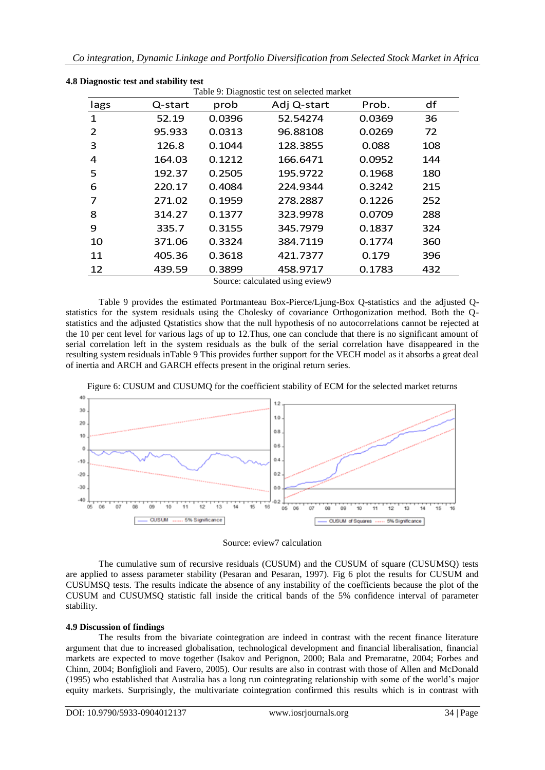#### 4.8 Diagnostic test and stability test

Table 9: Diagnostic test on selected market

| lags | Q-start | prob | Adj Q-start | Prob. | df |
|---|---|---|---|---|---|
| 1 | 52.19 | 0.0396 | 52.54274 | 0.0369 | 36 |
| 2 | 95.933 | 0.0313 | 96.88108 | 0.0269 | 72 |
| 3 | 126.8 | 0.1044 | 128.3855 | 0.088 | 108 |
| 4 | 164.03 | 0.1212 | 166.6471 | 0.0952 | 144 |
| 5 | 192.37 | 0.2505 | 195.9722 | 0.1968 | 180 |
| 6 | 220.17 | 0.4084 | 224.9344 | 0.3242 | 215 |
| 7 | 271.02 | 0.1959 | 278.2887 | 0.1226 | 252 |
| 8 | 314.27 | 0.1377 | 323.9978 | 0.0709 | 288 |
| 9 | 335.7 | 0.3155 | 345.7979 | 0.1837 | 324 |
| 10 | 371.06 | 0.3324 | 384.7119 | 0.1774 | 360 |
| 11 | 405.36 | 0.3618 | 421.7377 | 0.179 | 396 |
| 12 | 439.59 | 0.3899 | 458.9717 | 0.1783 | 432 |

Source: calculated using eview9

Table 9 provides the estimated Portmanteau Box-Pierce/Ljung-Box Q-statistics and the adjusted Q-statistics for the system residuals using the Cholesky of covariance Orthogonization method. Both the Q-statistics and the adjusted Qstatistics show that the null hypothesis of no autocorrelations cannot be rejected at the 10 per cent level for various lags of up to 12.Thus, one can conclude that there is no significant amount of serial correlation left in the system residuals as the bulk of the serial correlation have disappeared in the resulting system residuals inTable 9 This provides further support for the VECH model as it absorbs a great deal of inertia and ARCH and GARCH effects present in the original return series.

Figure 6: CUSUM and CUSUMQ for the coefficient stability of ECM for the selected market returns

Source: eview7 calculation

The cumulative sum of recursive residuals (CUSUM) and the CUSUM of square (CUSUMSQ) tests are applied to assess parameter stability (Pesaran and Pesaran, 1997). Fig 6 plot the results for CUSUM and CUSUMSQ tests. The results indicate the absence of any instability of the coefficients because the plot of the CUSUM and CUSUMSQ statistic fall inside the critical bands of the 5% confidence interval of parameter stability.

#### 4.9 Discussion of findings

The results from the bivariate cointegration are indeed in contrast with the recent finance literature argument that due to increased globalisation, technological development and financial liberalisation, financial markets are expected to move together (Isakov and Perignon, 2000; Bala and Premaratne, 2004; Forbes and Chinn, 2004; Bonfiglioli and Favero, 2005). Our results are also in contrast with those of Allen and McDonald (1995) who established that Australia has a long run cointegrating relationship with some of the world's major equity markets. Surprisingly, the multivariate cointegration confirmed this results which is in contrast with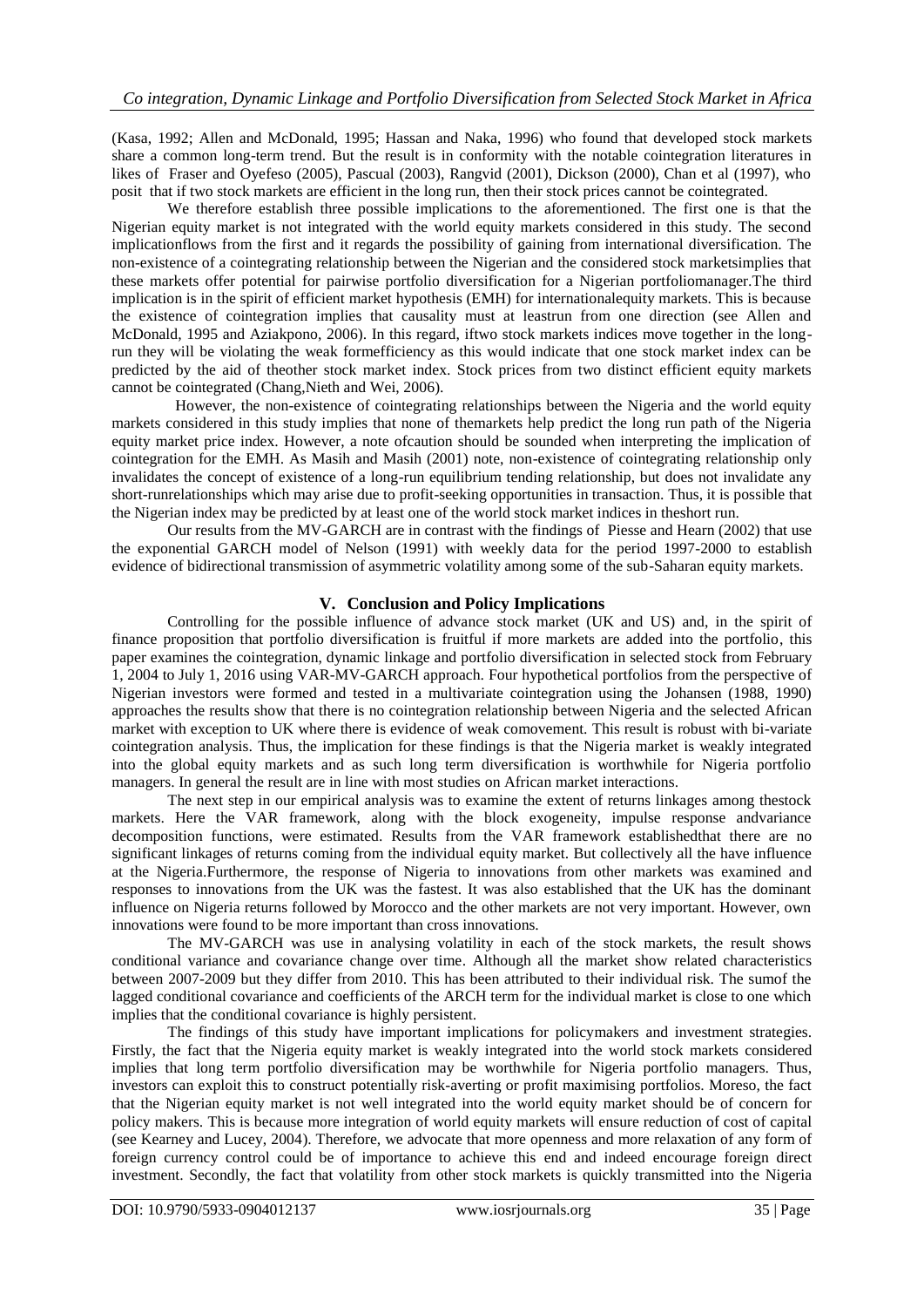(Kasa, 1992; Allen and McDonald, 1995; Hassan and Naka, 1996) who found that developed stock markets share a common long-term trend. But the result is in conformity with the notable cointegration literatures in likes of Fraser and Oyefeso (2005), Pascual (2003), Rangvid (2001), Dickson (2000), Chan et al (1997), who posit that if two stock markets are efficient in the long run, then their stock prices cannot be cointegrated.

We therefore establish three possible implications to the aforementioned. The first one is that the Nigerian equity market is not integrated with the world equity markets considered in this study. The second implicationflows from the first and it regards the possibility of gaining from international diversification. The non-existence of a cointegrating relationship between the Nigerian and the considered stock marketsimplies that these markets offer potential for pairwise portfolio diversification for a Nigerian portfoliomanager.The third implication is in the spirit of efficient market hypothesis (EMH) for internationalequity markets. This is because the existence of cointegration implies that causality must at leastrun from one direction (see Allen and McDonald, 1995 and Aziakpono, 2006). In this regard, iftwo stock markets indices move together in the long-run they will be violating the weak formefficiency as this would indicate that one stock market index can be predicted by the aid of theother stock market index. Stock prices from two distinct efficient equity markets cannot be cointegrated (Chang,Nieth and Wei, 2006).

However, the non-existence of cointegrating relationships between the Nigeria and the world equity markets considered in this study implies that none of themarkets help predict the long run path of the Nigeria equity market price index. However, a note ofcaution should be sounded when interpreting the implication of cointegration for the EMH. As Masih and Masih (2001) note, non-existence of cointegrating relationship only invalidates the concept of existence of a long-run equilibrium tending relationship, but does not invalidate any short-runrelationships which may arise due to profit-seeking opportunities in transaction. Thus, it is possible that the Nigerian index may be predicted by at least one of the world stock market indices in theshort run.

Our results from the MV-GARCH are in contrast with the findings of Piesse and Hearn (2002) that use the exponential GARCH model of Nelson (1991) with weekly data for the period 1997-2000 to establish evidence of bidirectional transmission of asymmetric volatility among some of the sub-Saharan equity markets.

## V. Conclusion and Policy Implications

Controlling for the possible influence of advance stock market (UK and US) and, in the spirit of finance proposition that portfolio diversification is fruitful if more markets are added into the portfolio, this paper examines the cointegration, dynamic linkage and portfolio diversification in selected stock from February 1, 2004 to July 1, 2016 using VAR-MV-GARCH approach. Four hypothetical portfolios from the perspective of Nigerian investors were formed and tested in a multivariate cointegration using the Johansen (1988, 1990) approaches the results show that there is no cointegration relationship between Nigeria and the selected African market with exception to UK where there is evidence of weak comovement. This result is robust with bi-variate cointegration analysis. Thus, the implication for these findings is that the Nigeria market is weakly integrated into the global equity markets and as such long term diversification is worthwhile for Nigeria portfolio managers. In general the result are in line with most studies on African market interactions.

The next step in our empirical analysis was to examine the extent of returns linkages among thestock markets. Here the VAR framework, along with the block exogeneity, impulse response andvariance decomposition functions, were estimated. Results from the VAR framework establishedthat there are no significant linkages of returns coming from the individual equity market. But collectively all the have influence at the Nigeria.Furthermore, the response of Nigeria to innovations from other markets was examined and responses to innovations from the UK was the fastest. It was also established that the UK has the dominant influence on Nigeria returns followed by Morocco and the other markets are not very important. However, own innovations were found to be more important than cross innovations.

The MV-GARCH was use in analysing volatility in each of the stock markets, the result shows conditional variance and covariance change over time. Although all the market show related characteristics between 2007-2009 but they differ from 2010. This has been attributed to their individual risk. The sumof the lagged conditional covariance and coefficients of the ARCH term for the individual market is close to one which implies that the conditional covariance is highly persistent.

The findings of this study have important implications for policymakers and investment strategies. Firstly, the fact that the Nigeria equity market is weakly integrated into the world stock markets considered implies that long term portfolio diversification may be worthwhile for Nigeria portfolio managers. Thus, investors can exploit this to construct potentially risk-averting or profit maximising portfolios. Moreso, the fact that the Nigerian equity market is not well integrated into the world equity market should be of concern for policy makers. This is because more integration of world equity markets will ensure reduction of cost of capital (see Kearney and Lucey, 2004). Therefore, we advocate that more openness and more relaxation of any form of foreign currency control could be of importance to achieve this end and indeed encourage foreign direct investment. Secondly, the fact that volatility from other stock markets is quickly transmitted into the Nigeria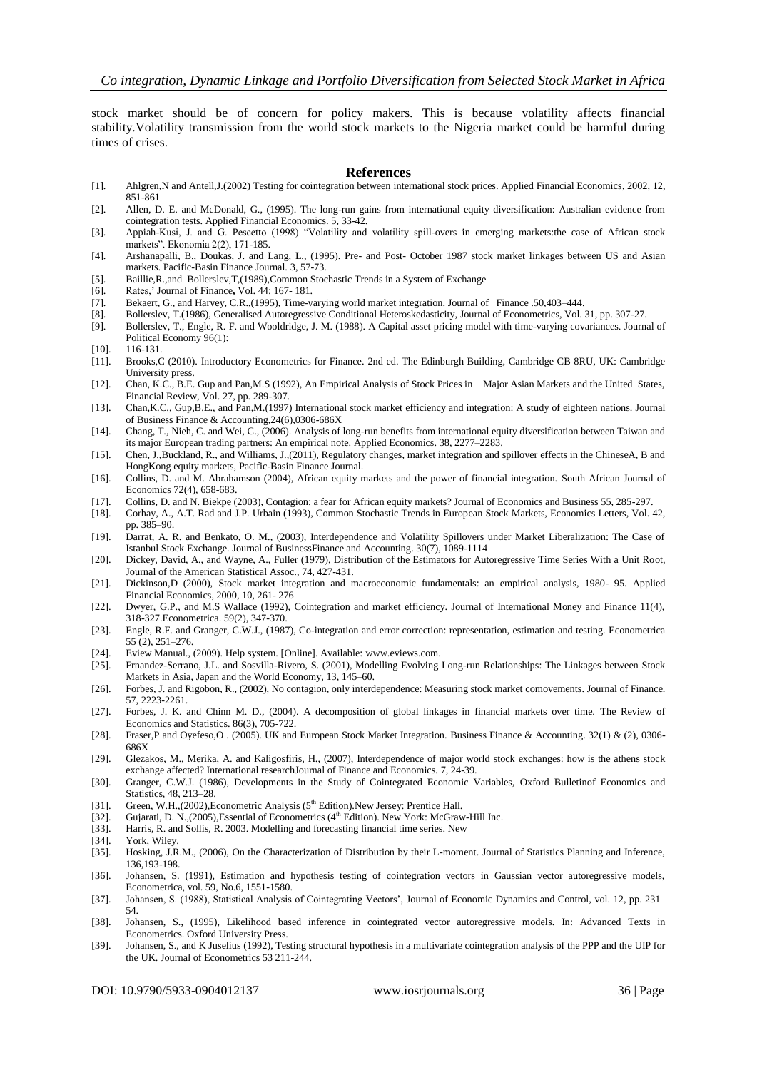stock market should be of concern for policy makers. This is because volatility affects financial stability.Volatility transmission from the world stock markets to the Nigeria market could be harmful during times of crises.

## References

[1]. Ahlgren,N and Antell,J.(2002) Testing for cointegration between international stock prices. Applied Financial Economics, 2002, 12, 851-861

[2]. Allen, D. E. and McDonald, G., (1995). The long-run gains from international equity diversification: Australian evidence from cointegration tests. Applied Financial Economics. 5, 33-42.

[3]. Appiah-Kusi, J. and G. Pescetto (1998) "Volatility and volatility spill-overs in emerging markets:the case of African stock markets". Ekonomia 2(2), 171-185.

[4]. Arshanapalli, B., Doukas, J. and Lang, L., (1995). Pre- and Post- October 1987 stock market linkages between US and Asian markets. Pacific-Basin Finance Journal. 3, 57-73.

[5]. Baillie,R.,and Bollerslev,T,(1989),Common Stochastic Trends in a System of Exchange

[6]. Rates,' Journal of Finance**,** Vol. 44: 167- 181.

[7]. Bekaert, G., and Harvey, C.R.,(1995), Time-varying world market integration. Journal of Finance .50,403–444.

[8]. Bollerslev, T.(1986), Generalised Autoregressive Conditional Heteroskedasticity, Journal of Econometrics, Vol. 31, pp. 307-27.

[9]. Bollerslev, T., Engle, R. F. and Wooldridge, J. M. (1988). A Capital asset pricing model with time-varying covariances. Journal of Political Economy 96(1):

[10]. 116-131.

[11]. Brooks,C (2010). Introductory Econometrics for Finance. 2nd ed. The Edinburgh Building, Cambridge CB 8RU, UK: Cambridge University press.

[12]. Chan, K.C., B.E. Gup and Pan,M.S (1992), An Empirical Analysis of Stock Prices in Major Asian Markets and the United States, Financial Review, Vol. 27, pp. 289-307.

[13]. Chan,K.C., Gup,B.E., and Pan,M.(1997) International stock market efficiency and integration: A study of eighteen nations. Journal of Business Finance & Accounting,24(6),0306-686X

[14]. Chang, T., Nieh, C. and Wei, C., (2006). Analysis of long-run benefits from international equity diversification between Taiwan and its major European trading partners: An empirical note. Applied Economics. 38, 2277–2283.

[15]. Chen, J.,Buckland, R., and Williams, J.,(2011), Regulatory changes, market integration and spillover effects in the ChineseA, B and HongKong equity markets, Pacific-Basin Finance Journal.

[16]. Collins, D. and M. Abrahamson (2004), African equity markets and the power of financial integration. South African Journal of Economics 72(4), 658-683.

[17]. Collins, D. and N. Biekpe (2003), Contagion: a fear for African equity markets? Journal of Economics and Business 55, 285-297.

[18]. Corhay, A., A.T. Rad and J.P. Urbain (1993), Common Stochastic Trends in European Stock Markets, Economics Letters, Vol. 42, pp. 385–90.

[19]. Darrat, A. R. and Benkato, O. M., (2003), Interdependence and Volatility Spillovers under Market Liberalization: The Case of Istanbul Stock Exchange. Journal of BusinessFinance and Accounting. 30(7), 1089-1114

[20]. Dickey, David, A., and Wayne, A., Fuller (1979), Distribution of the Estimators for Autoregressive Time Series With a Unit Root, Journal of the American Statistical Assoc., 74, 427-431.

[21]. Dickinson,D (2000), Stock market integration and macroeconomic fundamentals: an empirical analysis, 1980- 95. Applied Financial Economics, 2000, 10, 261- 276

[22]. Dwyer, G.P., and M.S Wallace (1992), Cointegration and market efficiency. Journal of International Money and Finance 11(4), 318-327.Econometrica. 59(2), 347-370.

[23]. Engle, R.F. and Granger, C.W.J., (1987), Co-integration and error correction: representation, estimation and testing. Econometrica 55 (2), 251–276.

[24]. Eview Manual., (2009). Help system. [Online]. Available: www.eviews.com.

[25]. Frnandez-Serrano, J.L. and Sosvilla-Rivero, S. (2001), Modelling Evolving Long-run Relationships: The Linkages between Stock Markets in Asia, Japan and the World Economy, 13, 145–60.

[26]. Forbes, J. and Rigobon, R., (2002), No contagion, only interdependence: Measuring stock market comovements. Journal of Finance. 57, 2223-2261.

[27]. Forbes, J. K. and Chinn M. D., (2004). A decomposition of global linkages in financial markets over time. The Review of Economics and Statistics. 86(3), 705-722.

[28]. Fraser,P and Oyefeso,O . (2005). UK and European Stock Market Integration. Business Finance & Accounting. 32(1) & (2), 0306-686X

[29]. Glezakos, M., Merika, A. and Kaligosfiris, H., (2007), Interdependence of major world stock exchanges: how is the athens stock exchange affected? International researchJournal of Finance and Economics. 7, 24-39.

[30]. Granger, C.W.J. (1986), Developments in the Study of Cointegrated Economic Variables, Oxford Bulletinof Economics and Statistics, 48, 213–28.

[31]. Green, W.H.,(2002),Econometric Analysis (5th Edition).New Jersey: Prentice Hall.

[32]. Gujarati, D. N.,(2005),Essential of Econometrics (4th Edition). New York: McGraw-Hill Inc.

[33]. Harris, R. and Sollis, R. 2003. Modelling and forecasting financial time series. New

[34]. York, Wiley.

[35]. Hosking, J.R.M., (2006), On the Characterization of Distribution by their L-moment. Journal of Statistics Planning and Inference, 136,193-198.

[36]. Johansen, S. (1991), Estimation and hypothesis testing of cointegration vectors in Gaussian vector autoregressive models, Econometrica, vol. 59, No.6, 1551-1580.

[37]. Johansen, S. (1988), Statistical Analysis of Cointegrating Vectors', Journal of Economic Dynamics and Control, vol. 12, pp. 231–54.

[38]. Johansen, S., (1995), Likelihood based inference in cointegrated vector autoregressive models. In: Advanced Texts in Econometrics. Oxford University Press.

[39]. Johansen, S., and K Juselius (1992), Testing structural hypothesis in a multivariate cointegration analysis of the PPP and the UIP for the UK. Journal of Econometrics 53 211-244.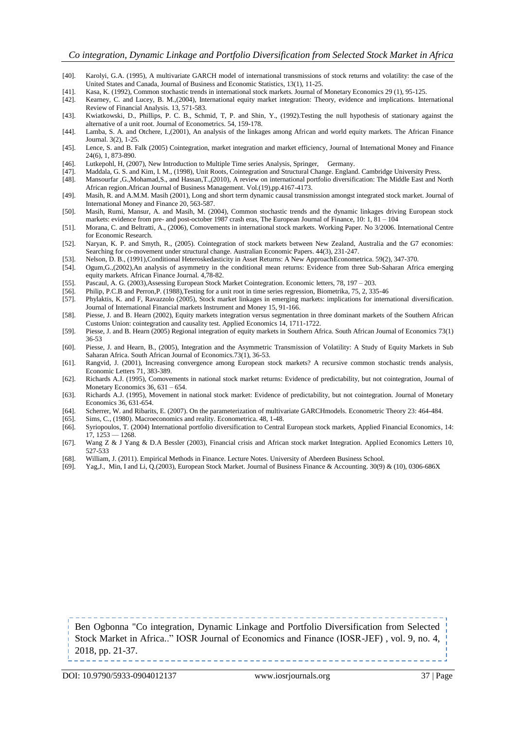[40]. Karolyi, G.A. (1995), A multivariate GARCH model of international transmissions of stock returns and volatility: the case of the United States and Canada, Journal of Business and Economic Statistics, 13(1), 11-25.

[41]. Kasa, K. (1992), Common stochastic trends in international stock markets. Journal of Monetary Economics 29 (1), 95-125.

[42]. Kearney, C. and Lucey, B. M.,(2004), International equity market integration: Theory, evidence and implications. International Review of Financial Analysis. 13, 571-583.

[43]. Kwiatkowski, D., Phillips, P. C. B., Schmid, T, P. and Shin, Y., (1992).Testing the null hypothesis of stationary against the alternative of a unit root. Journal of Econometrics. 54, 159-178.

[44]. Lamba, S. A. and Otchere, I.,(2001), An analysis of the linkages among African and world equity markets. The African Finance Journal. 3(2), 1-25.

[45]. Lence, S. and B. Falk (2005) Cointegration, market integration and market efficiency, Journal of International Money and Finance 24(6), 1, 873-890.

[46]. Lutkepohl, H, (2007), New Introduction to Multiple Time series Analysis, Springer, Germany.

[47]. Maddala, G. S. and Kim, I. M., (1998), Unit Roots, Cointegration and Structural Change. England. Cambridge University Press.

[48]. Mansourfar ,G.,Mohamad,S., and Hassan,T.,(2010), A review on international portfolio diversification: The Middle East and North African region.African Journal of Business Management. Vol.(19),pp.4167-4173.

[49]. Masih, R. and A.M.M. Masih (2001), Long and short term dynamic causal transmission amongst integrated stock market. Journal of International Money and Finance 20, 563-587.

[50]. Masih, Rumi, Mansur, A. and Masih, M. (2004), Common stochastic trends and the dynamic linkages driving European stock markets: evidence from pre- and post-october 1987 crash eras, The European Journal of Finance, 10: 1, 81 – 104

[51]. Morana, C. and Beltratti, A., (2006), Comovements in international stock markets. Working Paper. No 3/2006. International Centre for Economic Research.

[52]. Naryan, K. P. and Smyth, R., (2005). Cointegration of stock markets between New Zealand, Australia and the G7 economies: Searching for co-movement under structural change. Australian Economic Papers. 44(3), 231-247.

[53]. Nelson, D. B., (1991),Conditional Heteroskedasticity in Asset Returns: A New ApproachEconometrica. 59(2), 347-370.

[54]. Ogum,G.,(2002),An analysis of asymmetry in the conditional mean returns: Evidence from three Sub-Saharan Africa emerging equity markets. African Finance Journal. 4,78-82.

[55]. Pascaul, A. G. (2003),Assessing European Stock Market Cointegration. Economic letters, 78, 197 – 203.

[56]. Philip, P.C.B and Perron,P. (1988),Testing for a unit root in time series regression, Biometrika, 75, 2, 335-46

[57]. Phylaktis, K. and F, Ravazzolo (2005), Stock market linkages in emerging markets: implications for international diversification. Journal of International Financial markets Instrument and Money 15, 91-166.

[58]. Piesse, J. and B. Hearn (2002), Equity markets integration versus segmentation in three dominant markets of the Southern African Customs Union: cointegration and causality test. Applied Economics 14, 1711-1722.

[59]. Piesse, J. and B. Hearn (2005) Regional integration of equity markets in Southern Africa. South African Journal of Economics 73(1) 36-53

[60]. Piesse, J. and Hearn, B., (2005), Integration and the Asymmetric Transmission of Volatility: A Study of Equity Markets in Sub Saharan Africa. South African Journal of Economics.73(1), 36-53.

[61]. Rangvid, J. (2001), Increasing convergence among European stock markets? A recursive common stochastic trends analysis, Economic Letters 71, 383-389.

[62]. Richards A.J. (1995), Comovements in national stock market returns: Evidence of predictability, but not cointegration, Journal of Monetary Economics 36, 631 – 654.

[63]. Richards A.J. (1995), Movement in national stock market: Evidence of predictability, but not cointegration. Journal of Monetary Economics 36, 631-654.

[64]. Scherrer, W. and Ribarits, E. (2007). On the parameterization of multivariate GARCHmodels. Econometric Theory 23: 464-484.

[65]. Sims, C., (1980). Macroeconomics and reality. Econometrica. 48, 1-48.

[66]. Syriopoulos, T. (2004) International portfolio diversification to Central European stock markets, Applied Financial Economics, 14: 17, 1253 — 1268.

[67]. Wang Z & J Yang & D.A Bessler (2003), Financial crisis and African stock market Integration. Applied Economics Letters 10, 527-533

[68]. William, J. (2011). Empirical Methods in Finance. Lecture Notes. University of Aberdeen Business School.

[69]. Yag,J., Min, I and Li, Q.(2003), European Stock Market. Journal of Business Finance & Accounting. 30(9) & (10), 0306-686X

Ben Ogbonna "Co integration, Dynamic Linkage and Portfolio Diversification from Selected Stock Market in Africa.." IOSR Journal of Economics and Finance (IOSR-JEF) , vol. 9, no. 4, 2018, pp. 21-37.